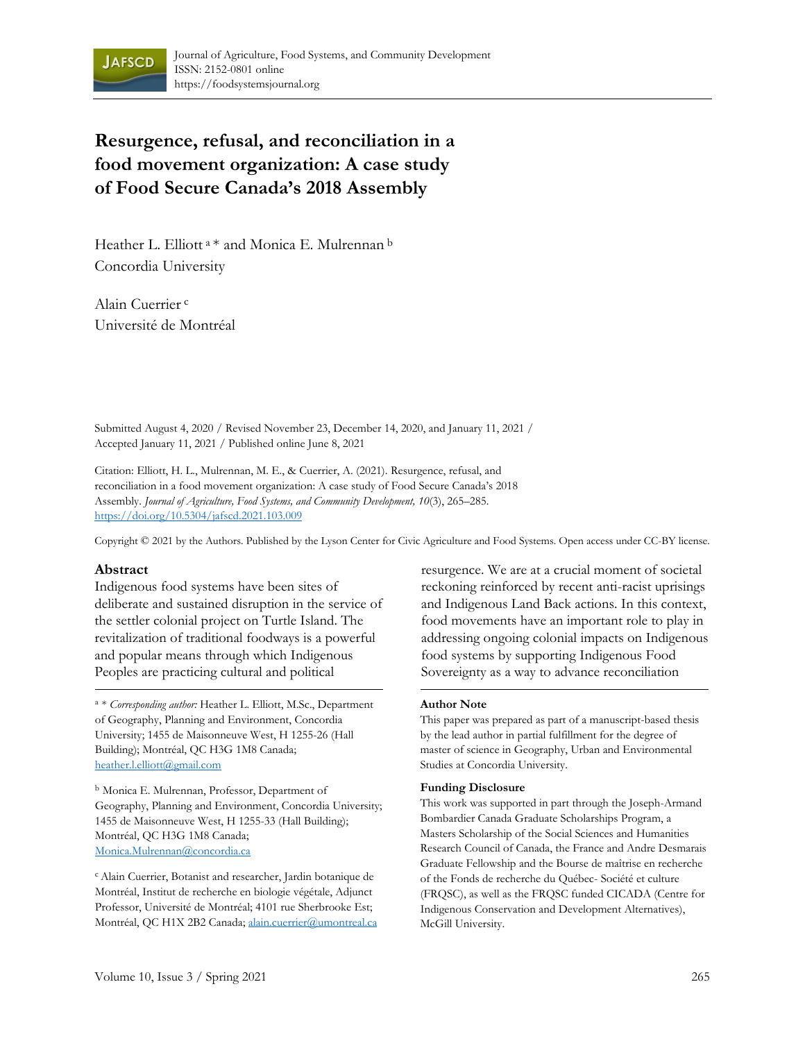# Resurgence, refusal, and reconciliation in a food movement organization: A case study of Food Secure Canada's 2018 Assembly

Heather L. Elliott [a] * and Monica E. Mulrennan [b]
Concordia University

Alain Cuerrier [c]
Université de Montréal

Submitted August 4, 2020 / Revised November 23, December 14, 2020, and January 11, 2021 / Accepted January 11, 2021 / Published online June 8, 2021

Citation: Elliott, H. L., Mulrennan, M. E., & Cuerrier, A. (2021). Resurgence, refusal, and reconciliation in a food movement organization: A case study of Food Secure Canada's 2018 Assembly. *Journal of Agriculture, Food Systems, and Community Development, 10*(3), 265–285. https://doi.org/10.5304/jafscd.2021.103.009

Copyright © 2021 by the Authors. Published by the Lyson Center for Civic Agriculture and Food Systems. Open access under CC-BY license.

## Abstract

Indigenous food systems have been sites of deliberate and sustained disruption in the service of the settler colonial project on Turtle Island. The revitalization of traditional foodways is a powerful and popular means through which Indigenous Peoples are practicing cultural and political resurgence. We are at a crucial moment of societal reckoning reinforced by recent anti-racist uprisings and Indigenous Land Back actions. In this context, food movements have an important role to play in addressing ongoing colonial impacts on Indigenous food systems by supporting Indigenous Food Sovereignty as a way to advance reconciliation

[a] * *Corresponding author:* Heather L. Elliott, M.Sc., Department of Geography, Planning and Environment, Concordia University; 1455 de Maisonneuve West, H 1255-26 (Hall Building); Montréal, QC H3G 1M8 Canada; heather.l.elliott@gmail.com

[b] Monica E. Mulrennan, Professor, Department of Geography, Planning and Environment, Concordia University; 1455 de Maisonneuve West, H 1255-33 (Hall Building); Montréal, QC H3G 1M8 Canada; Monica.Mulrennan@concordia.ca

[c] Alain Cuerrier, Botanist and researcher, Jardin botanique de Montréal, Institut de recherche en biologie végétale, Adjunct Professor, Université de Montréal; 4101 rue Sherbrooke Est; Montréal, QC H1X 2B2 Canada; alain.cuerrier@umontreal.ca

### Author Note

This paper was prepared as part of a manuscript-based thesis by the lead author in partial fulfillment for the degree of master of science in Geography, Urban and Environmental Studies at Concordia University.

### Funding Disclosure

This work was supported in part through the Joseph-Armand Bombardier Canada Graduate Scholarships Program, a Masters Scholarship of the Social Sciences and Humanities Research Council of Canada, the France and Andre Desmarais Graduate Fellowship and the Bourse de maîtrise en recherche of the Fonds de recherche du Québec- Société et culture (FRQSC), as well as the FRQSC funded CICADA (Centre for Indigenous Conservation and Development Alternatives), McGill University.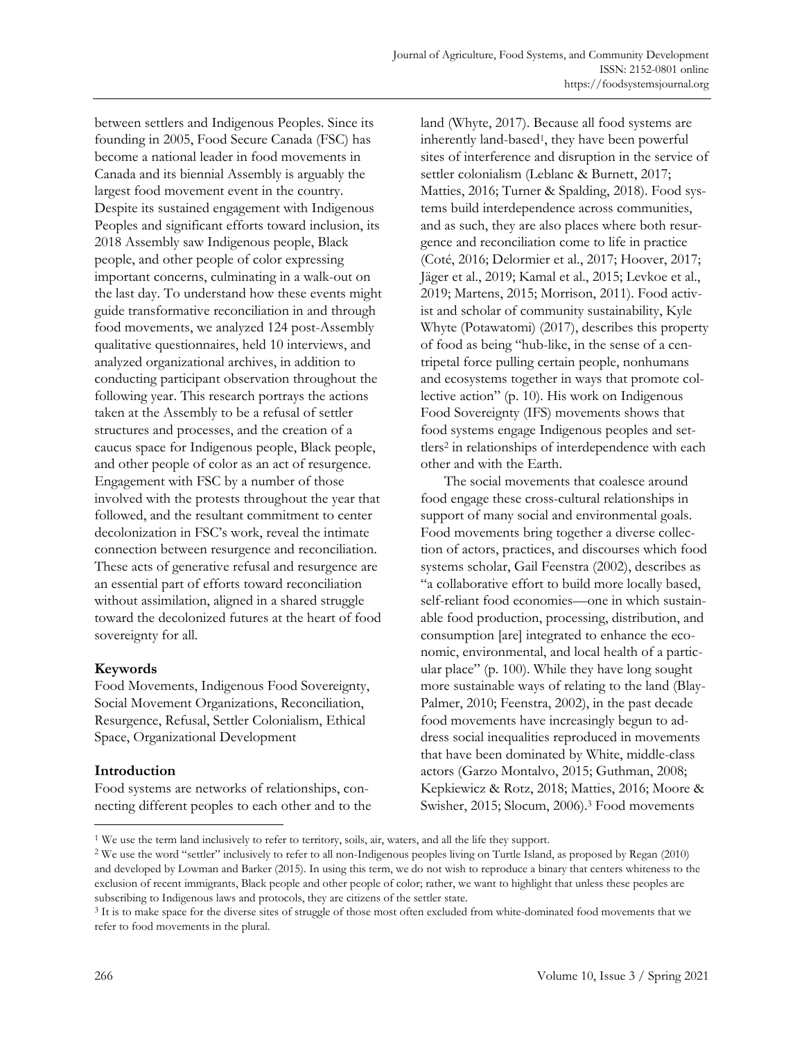between settlers and Indigenous Peoples. Since its founding in 2005, Food Secure Canada (FSC) has become a national leader in food movements in Canada and its biennial Assembly is arguably the largest food movement event in the country. Despite its sustained engagement with Indigenous Peoples and significant efforts toward inclusion, its 2018 Assembly saw Indigenous people, Black people, and other people of color expressing important concerns, culminating in a walk-out on the last day. To understand how these events might guide transformative reconciliation in and through food movements, we analyzed 124 post-Assembly qualitative questionnaires, held 10 interviews, and analyzed organizational archives, in addition to conducting participant observation throughout the following year. This research portrays the actions taken at the Assembly to be a refusal of settler structures and processes, and the creation of a caucus space for Indigenous people, Black people, and other people of color as an act of resurgence. Engagement with FSC by a number of those involved with the protests throughout the year that followed, and the resultant commitment to center decolonization in FSC's work, reveal the intimate connection between resurgence and reconciliation. These acts of generative refusal and resurgence are an essential part of efforts toward reconciliation without assimilation, aligned in a shared struggle toward the decolonized futures at the heart of food sovereignty for all.

## Keywords

Food Movements, Indigenous Food Sovereignty, Social Movement Organizations, Reconciliation, Resurgence, Refusal, Settler Colonialism, Ethical Space, Organizational Development

## Introduction

Food systems are networks of relationships, connecting different peoples to each other and to the land (Whyte, 2017). Because all food systems are inherently land-based[1], they have been powerful sites of interference and disruption in the service of settler colonialism (Leblanc & Burnett, 2017; Matties, 2016; Turner & Spalding, 2018). Food systems build interdependence across communities, and as such, they are also places where both resurgence and reconciliation come to life in practice (Coté, 2016; Delormier et al., 2017; Hoover, 2017; Jäger et al., 2019; Kamal et al., 2015; Levkoe et al., 2019; Martens, 2015; Morrison, 2011). Food activist and scholar of community sustainability, Kyle Whyte (Potawatomi) (2017), describes this property of food as being "hub-like, in the sense of a centripetal force pulling certain people, nonhumans and ecosystems together in ways that promote collective action" (p. 10). His work on Indigenous Food Sovereignty (IFS) movements shows that food systems engage Indigenous peoples and settlers[2] in relationships of interdependence with each other and with the Earth.

The social movements that coalesce around food engage these cross-cultural relationships in support of many social and environmental goals. Food movements bring together a diverse collection of actors, practices, and discourses which food systems scholar, Gail Feenstra (2002), describes as "a collaborative effort to build more locally based, self-reliant food economies—one in which sustainable food production, processing, distribution, and consumption [are] integrated to enhance the economic, environmental, and local health of a particular place" (p. 100). While they have long sought more sustainable ways of relating to the land (Blay-Palmer, 2010; Feenstra, 2002), in the past decade food movements have increasingly begun to address social inequalities reproduced in movements that have been dominated by White, middle-class actors (Garzo Montalvo, 2015; Guthman, 2008; Kepkiewicz & Rotz, 2018; Matties, 2016; Moore & Swisher, 2015; Slocum, 2006).[3] Food movements

[1] We use the term land inclusively to refer to territory, soils, air, waters, and all the life they support.

[2] We use the word "settler" inclusively to refer to all non-Indigenous peoples living on Turtle Island, as proposed by Regan (2010) and developed by Lowman and Barker (2015). In using this term, we do not wish to reproduce a binary that centers whiteness to the exclusion of recent immigrants, Black people and other people of color; rather, we want to highlight that unless these peoples are subscribing to Indigenous laws and protocols, they are citizens of the settler state.

[3] It is to make space for the diverse sites of struggle of those most often excluded from white-dominated food movements that we refer to food movements in the plural.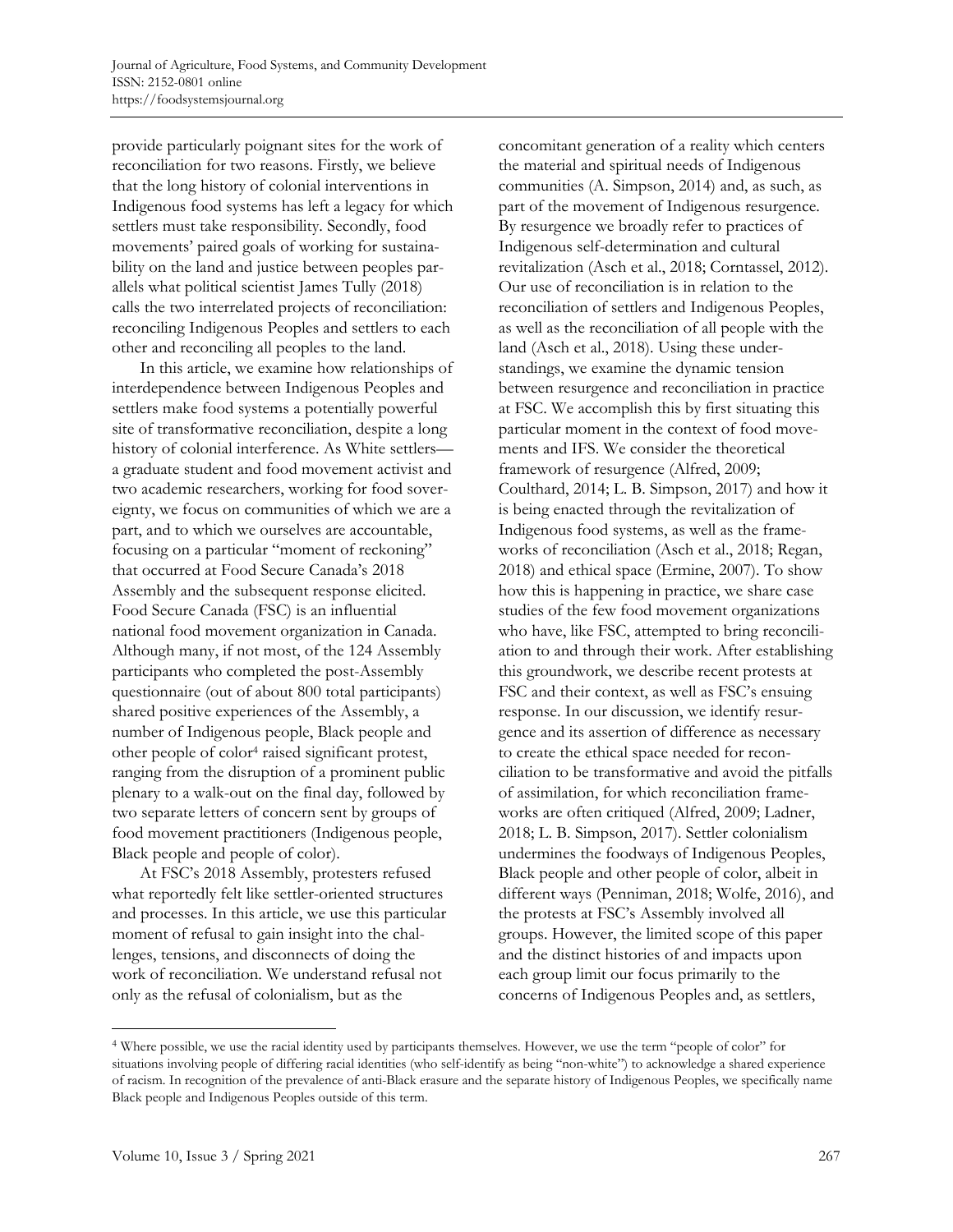provide particularly poignant sites for the work of reconciliation for two reasons. Firstly, we believe that the long history of colonial interventions in Indigenous food systems has left a legacy for which settlers must take responsibility. Secondly, food movements' paired goals of working for sustainability on the land and justice between peoples parallels what political scientist James Tully (2018) calls the two interrelated projects of reconciliation: reconciling Indigenous Peoples and settlers to each other and reconciling all peoples to the land.

In this article, we examine how relationships of interdependence between Indigenous Peoples and settlers make food systems a potentially powerful site of transformative reconciliation, despite a long history of colonial interference. As White settlers—a graduate student and food movement activist and two academic researchers, working for food sovereignty, we focus on communities of which we are a part, and to which we ourselves are accountable, focusing on a particular "moment of reckoning" that occurred at Food Secure Canada's 2018 Assembly and the subsequent response elicited. Food Secure Canada (FSC) is an influential national food movement organization in Canada. Although many, if not most, of the 124 Assembly participants who completed the post-Assembly questionnaire (out of about 800 total participants) shared positive experiences of the Assembly, a number of Indigenous people, Black people and other people of color[4] raised significant protest, ranging from the disruption of a prominent public plenary to a walk-out on the final day, followed by two separate letters of concern sent by groups of food movement practitioners (Indigenous people, Black people and people of color).

At FSC's 2018 Assembly, protesters refused what reportedly felt like settler-oriented structures and processes. In this article, we use this particular moment of refusal to gain insight into the challenges, tensions, and disconnects of doing the work of reconciliation. We understand refusal not only as the refusal of colonialism, but as the concomitant generation of a reality which centers the material and spiritual needs of Indigenous communities (A. Simpson, 2014) and, as such, as part of the movement of Indigenous resurgence. By resurgence we broadly refer to practices of Indigenous self-determination and cultural revitalization (Asch et al., 2018; Corntassel, 2012). Our use of reconciliation is in relation to the reconciliation of settlers and Indigenous Peoples, as well as the reconciliation of all people with the land (Asch et al., 2018). Using these understandings, we examine the dynamic tension between resurgence and reconciliation in practice at FSC. We accomplish this by first situating this particular moment in the context of food movements and IFS. We consider the theoretical framework of resurgence (Alfred, 2009; Coulthard, 2014; L. B. Simpson, 2017) and how it is being enacted through the revitalization of Indigenous food systems, as well as the frameworks of reconciliation (Asch et al., 2018; Regan, 2018) and ethical space (Ermine, 2007). To show how this is happening in practice, we share case studies of the few food movement organizations who have, like FSC, attempted to bring reconciliation to and through their work. After establishing this groundwork, we describe recent protests at FSC and their context, as well as FSC's ensuing response. In our discussion, we identify resurgence and its assertion of difference as necessary to create the ethical space needed for reconciliation to be transformative and avoid the pitfalls of assimilation, for which reconciliation frameworks are often critiqued (Alfred, 2009; Ladner, 2018; L. B. Simpson, 2017). Settler colonialism undermines the foodways of Indigenous Peoples, Black people and other people of color, albeit in different ways (Penniman, 2018; Wolfe, 2016), and the protests at FSC's Assembly involved all groups. However, the limited scope of this paper and the distinct histories of and impacts upon each group limit our focus primarily to the concerns of Indigenous Peoples and, as settlers,

[4] Where possible, we use the racial identity used by participants themselves. However, we use the term "people of color" for situations involving people of differing racial identities (who self-identify as being "non-white") to acknowledge a shared experience of racism. In recognition of the prevalence of anti-Black erasure and the separate history of Indigenous Peoples, we specifically name Black people and Indigenous Peoples outside of this term.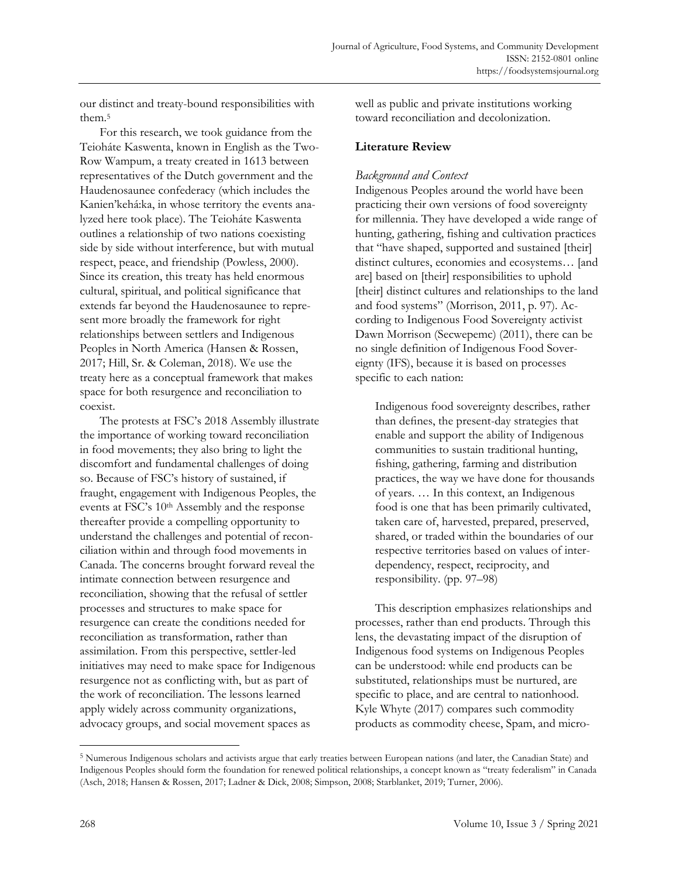our distinct and treaty-bound responsibilities with them.[5]

For this research, we took guidance from the Teioháte Kaswenta, known in English as the Two-Row Wampum, a treaty created in 1613 between representatives of the Dutch government and the Haudenosaunee confederacy (which includes the Kanien'kehá:ka, in whose territory the events analyzed here took place). The Teioháte Kaswenta outlines a relationship of two nations coexisting side by side without interference, but with mutual respect, peace, and friendship (Powless, 2000). Since its creation, this treaty has held enormous cultural, spiritual, and political significance that extends far beyond the Haudenosaunee to represent more broadly the framework for right relationships between settlers and Indigenous Peoples in North America (Hansen & Rossen, 2017; Hill, Sr. & Coleman, 2018). We use the treaty here as a conceptual framework that makes space for both resurgence and reconciliation to coexist.

The protests at FSC's 2018 Assembly illustrate the importance of working toward reconciliation in food movements; they also bring to light the discomfort and fundamental challenges of doing so. Because of FSC's history of sustained, if fraught, engagement with Indigenous Peoples, the events at FSC's 10th Assembly and the response thereafter provide a compelling opportunity to understand the challenges and potential of reconciliation within and through food movements in Canada. The concerns brought forward reveal the intimate connection between resurgence and reconciliation, showing that the refusal of settler processes and structures to make space for resurgence can create the conditions needed for reconciliation as transformation, rather than assimilation. From this perspective, settler-led initiatives may need to make space for Indigenous resurgence not as conflicting with, but as part of the work of reconciliation. The lessons learned apply widely across community organizations, advocacy groups, and social movement spaces as well as public and private institutions working toward reconciliation and decolonization.

## Literature Review

### *Background and Context*

Indigenous Peoples around the world have been practicing their own versions of food sovereignty for millennia. They have developed a wide range of hunting, gathering, fishing and cultivation practices that "have shaped, supported and sustained [their] distinct cultures, economies and ecosystems… [and are] based on [their] responsibilities to uphold [their] distinct cultures and relationships to the land and food systems" (Morrison, 2011, p. 97). According to Indigenous Food Sovereignty activist Dawn Morrison (Secwepemc) (2011), there can be no single definition of Indigenous Food Sovereignty (IFS), because it is based on processes specific to each nation:

> Indigenous food sovereignty describes, rather than defines, the present-day strategies that enable and support the ability of Indigenous communities to sustain traditional hunting, fishing, gathering, farming and distribution practices, the way we have done for thousands of years. … In this context, an Indigenous food is one that has been primarily cultivated, taken care of, harvested, prepared, preserved, shared, or traded within the boundaries of our respective territories based on values of interdependency, respect, reciprocity, and responsibility. (pp. 97–98)

This description emphasizes relationships and processes, rather than end products. Through this lens, the devastating impact of the disruption of Indigenous food systems on Indigenous Peoples can be understood: while end products can be substituted, relationships must be nurtured, are specific to place, and are central to nationhood. Kyle Whyte (2017) compares such commodity products as commodity cheese, Spam, and micro-

---

[5] Numerous Indigenous scholars and activists argue that early treaties between European nations (and later, the Canadian State) and Indigenous Peoples should form the foundation for renewed political relationships, a concept known as "treaty federalism" in Canada (Asch, 2018; Hansen & Rossen, 2017; Ladner & Dick, 2008; Simpson, 2008; Starblanket, 2019; Turner, 2006).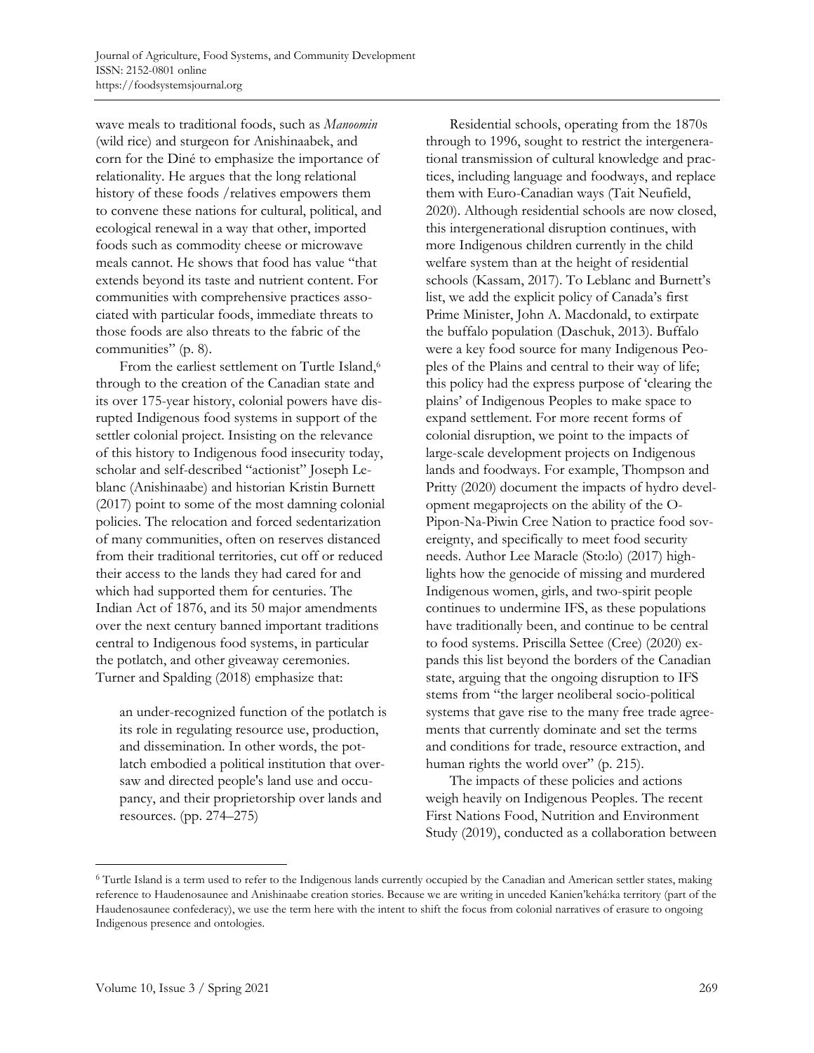wave meals to traditional foods, such as *Manoomin* (wild rice) and sturgeon for Anishinaabek, and corn for the Diné to emphasize the importance of relationality. He argues that the long relational history of these foods /relatives empowers them to convene these nations for cultural, political, and ecological renewal in a way that other, imported foods such as commodity cheese or microwave meals cannot. He shows that food has value "that extends beyond its taste and nutrient content. For communities with comprehensive practices associated with particular foods, immediate threats to those foods are also threats to the fabric of the communities" (p. 8).

From the earliest settlement on Turtle Island,[6] through to the creation of the Canadian state and its over 175-year history, colonial powers have disrupted Indigenous food systems in support of the settler colonial project. Insisting on the relevance of this history to Indigenous food insecurity today, scholar and self-described "actionist" Joseph Leblanc (Anishinaabe) and historian Kristin Burnett (2017) point to some of the most damning colonial policies. The relocation and forced sedentarization of many communities, often on reserves distanced from their traditional territories, cut off or reduced their access to the lands they had cared for and which had supported them for centuries. The Indian Act of 1876, and its 50 major amendments over the next century banned important traditions central to Indigenous food systems, in particular the potlatch, and other giveaway ceremonies. Turner and Spalding (2018) emphasize that:

> an under-recognized function of the potlatch is its role in regulating resource use, production, and dissemination. In other words, the potlatch embodied a political institution that oversaw and directed people's land use and occupancy, and their proprietorship over lands and resources. (pp. 274–275)

Residential schools, operating from the 1870s through to 1996, sought to restrict the intergenerational transmission of cultural knowledge and practices, including language and foodways, and replace them with Euro-Canadian ways (Tait Neufield, 2020). Although residential schools are now closed, this intergenerational disruption continues, with more Indigenous children currently in the child welfare system than at the height of residential schools (Kassam, 2017). To Leblanc and Burnett's list, we add the explicit policy of Canada's first Prime Minister, John A. Macdonald, to extirpate the buffalo population (Daschuk, 2013). Buffalo were a key food source for many Indigenous Peoples of the Plains and central to their way of life; this policy had the express purpose of 'clearing the plains' of Indigenous Peoples to make space to expand settlement. For more recent forms of colonial disruption, we point to the impacts of large-scale development projects on Indigenous lands and foodways. For example, Thompson and Pritty (2020) document the impacts of hydro development megaprojects on the ability of the O-Pipon-Na-Piwin Cree Nation to practice food sovereignty, and specifically to meet food security needs. Author Lee Maracle (Sto:lo) (2017) highlights how the genocide of missing and murdered Indigenous women, girls, and two-spirit people continues to undermine IFS, as these populations have traditionally been, and continue to be central to food systems. Priscilla Settee (Cree) (2020) expands this list beyond the borders of the Canadian state, arguing that the ongoing disruption to IFS stems from "the larger neoliberal socio-political systems that gave rise to the many free trade agreements that currently dominate and set the terms and conditions for trade, resource extraction, and human rights the world over" (p. 215).

The impacts of these policies and actions weigh heavily on Indigenous Peoples. The recent First Nations Food, Nutrition and Environment Study (2019), conducted as a collaboration between

---

[6] Turtle Island is a term used to refer to the Indigenous lands currently occupied by the Canadian and American settler states, making reference to Haudenosaunee and Anishinaabe creation stories. Because we are writing in unceded Kanien'kehá:ka territory (part of the Haudenosaunee confederacy), we use the term here with the intent to shift the focus from colonial narratives of erasure to ongoing Indigenous presence and ontologies.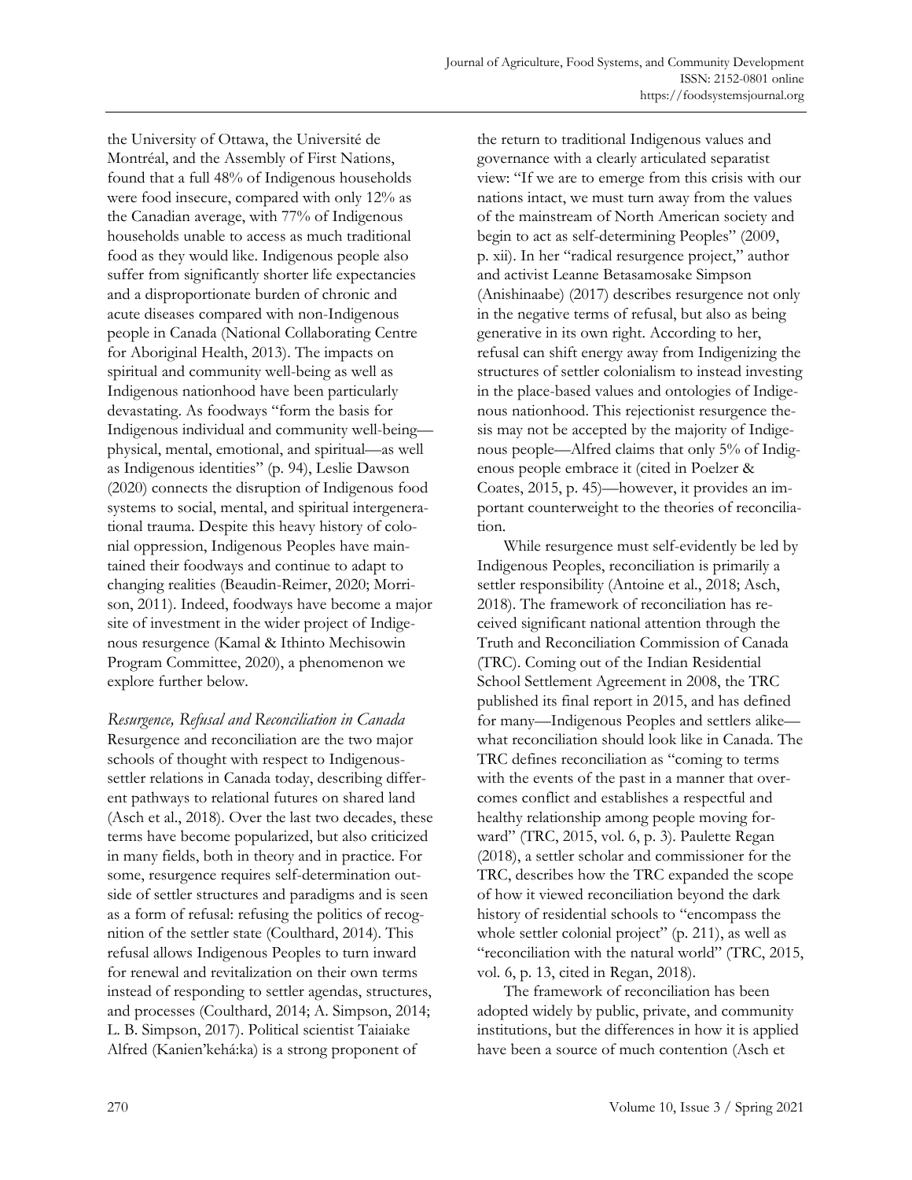the University of Ottawa, the Université de Montréal, and the Assembly of First Nations, found that a full 48% of Indigenous households were food insecure, compared with only 12% as the Canadian average, with 77% of Indigenous households unable to access as much traditional food as they would like. Indigenous people also suffer from significantly shorter life expectancies and a disproportionate burden of chronic and acute diseases compared with non-Indigenous people in Canada (National Collaborating Centre for Aboriginal Health, 2013). The impacts on spiritual and community well-being as well as Indigenous nationhood have been particularly devastating. As foodways "form the basis for Indigenous individual and community well-being—physical, mental, emotional, and spiritual—as well as Indigenous identities" (p. 94), Leslie Dawson (2020) connects the disruption of Indigenous food systems to social, mental, and spiritual intergenerational trauma. Despite this heavy history of colonial oppression, Indigenous Peoples have maintained their foodways and continue to adapt to changing realities (Beaudin-Reimer, 2020; Morrison, 2011). Indeed, foodways have become a major site of investment in the wider project of Indigenous resurgence (Kamal & Ithinto Mechisowin Program Committee, 2020), a phenomenon we explore further below.

### *Resurgence, Refusal and Reconciliation in Canada*

Resurgence and reconciliation are the two major schools of thought with respect to Indigenous-settler relations in Canada today, describing different pathways to relational futures on shared land (Asch et al., 2018). Over the last two decades, these terms have become popularized, but also criticized in many fields, both in theory and in practice. For some, resurgence requires self-determination outside of settler structures and paradigms and is seen as a form of refusal: refusing the politics of recognition of the settler state (Coulthard, 2014). This refusal allows Indigenous Peoples to turn inward for renewal and revitalization on their own terms instead of responding to settler agendas, structures, and processes (Coulthard, 2014; A. Simpson, 2014; L. B. Simpson, 2017). Political scientist Taiaiake Alfred (Kanien'kehá:ka) is a strong proponent of the return to traditional Indigenous values and governance with a clearly articulated separatist view: "If we are to emerge from this crisis with our nations intact, we must turn away from the values of the mainstream of North American society and begin to act as self-determining Peoples" (2009, p. xii). In her "radical resurgence project," author and activist Leanne Betasamosake Simpson (Anishinaabe) (2017) describes resurgence not only in the negative terms of refusal, but also as being generative in its own right. According to her, refusal can shift energy away from Indigenizing the structures of settler colonialism to instead investing in the place-based values and ontologies of Indigenous nationhood. This rejectionist resurgence thesis may not be accepted by the majority of Indigenous people—Alfred claims that only 5% of Indigenous people embrace it (cited in Poelzer & Coates, 2015, p. 45)—however, it provides an important counterweight to the theories of reconciliation.

While resurgence must self-evidently be led by Indigenous Peoples, reconciliation is primarily a settler responsibility (Antoine et al., 2018; Asch, 2018). The framework of reconciliation has received significant national attention through the Truth and Reconciliation Commission of Canada (TRC). Coming out of the Indian Residential School Settlement Agreement in 2008, the TRC published its final report in 2015, and has defined for many—Indigenous Peoples and settlers alike—what reconciliation should look like in Canada. The TRC defines reconciliation as "coming to terms with the events of the past in a manner that overcomes conflict and establishes a respectful and healthy relationship among people moving forward" (TRC, 2015, vol. 6, p. 3). Paulette Regan (2018), a settler scholar and commissioner for the TRC, describes how the TRC expanded the scope of how it viewed reconciliation beyond the dark history of residential schools to "encompass the whole settler colonial project" (p. 211), as well as "reconciliation with the natural world" (TRC, 2015, vol. 6, p. 13, cited in Regan, 2018).

The framework of reconciliation has been adopted widely by public, private, and community institutions, but the differences in how it is applied have been a source of much contention (Asch et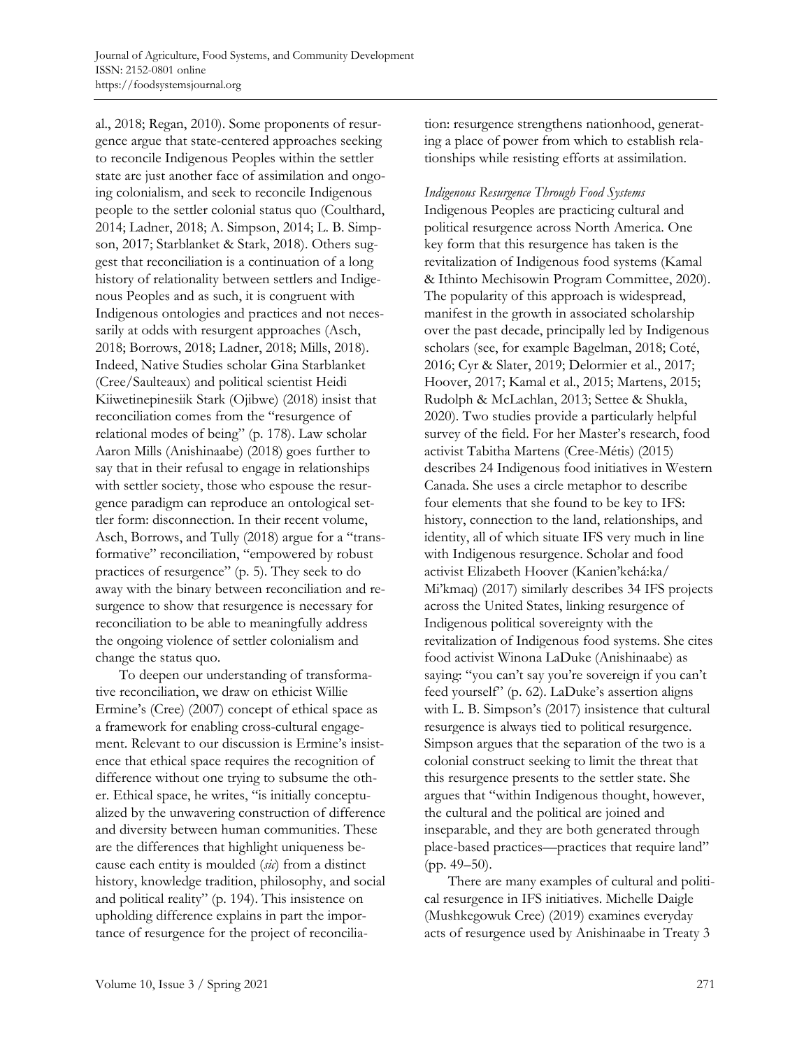al., 2018; Regan, 2010). Some proponents of resurgence argue that state-centered approaches seeking to reconcile Indigenous Peoples within the settler state are just another face of assimilation and ongoing colonialism, and seek to reconcile Indigenous people to the settler colonial status quo (Coulthard, 2014; Ladner, 2018; A. Simpson, 2014; L. B. Simpson, 2017; Starblanket & Stark, 2018). Others suggest that reconciliation is a continuation of a long history of relationality between settlers and Indigenous Peoples and as such, it is congruent with Indigenous ontologies and practices and not necessarily at odds with resurgent approaches (Asch, 2018; Borrows, 2018; Ladner, 2018; Mills, 2018). Indeed, Native Studies scholar Gina Starblanket (Cree/Saulteaux) and political scientist Heidi Kiiwetinepinesiik Stark (Ojibwe) (2018) insist that reconciliation comes from the "resurgence of relational modes of being" (p. 178). Law scholar Aaron Mills (Anishinaabe) (2018) goes further to say that in their refusal to engage in relationships with settler society, those who espouse the resurgence paradigm can reproduce an ontological settler form: disconnection. In their recent volume, Asch, Borrows, and Tully (2018) argue for a "transformative" reconciliation, "empowered by robust practices of resurgence" (p. 5). They seek to do away with the binary between reconciliation and resurgence to show that resurgence is necessary for reconciliation to be able to meaningfully address the ongoing violence of settler colonialism and change the status quo.

To deepen our understanding of transformative reconciliation, we draw on ethicist Willie Ermine's (Cree) (2007) concept of ethical space as a framework for enabling cross-cultural engagement. Relevant to our discussion is Ermine's insistence that ethical space requires the recognition of difference without one trying to subsume the other. Ethical space, he writes, "is initially conceptualized by the unwavering construction of difference and diversity between human communities. These are the differences that highlight uniqueness because each entity is moulded (*sic*) from a distinct history, knowledge tradition, philosophy, and social and political reality" (p. 194). This insistence on upholding difference explains in part the importance of resurgence for the project of reconciliation: resurgence strengthens nationhood, generating a place of power from which to establish relationships while resisting efforts at assimilation.

*Indigenous Resurgence Through Food Systems*

Indigenous Peoples are practicing cultural and political resurgence across North America. One key form that this resurgence has taken is the revitalization of Indigenous food systems (Kamal & Ithinto Mechisowin Program Committee, 2020). The popularity of this approach is widespread, manifest in the growth in associated scholarship over the past decade, principally led by Indigenous scholars (see, for example Bagelman, 2018; Coté, 2016; Cyr & Slater, 2019; Delormier et al., 2017; Hoover, 2017; Kamal et al., 2015; Martens, 2015; Rudolph & McLachlan, 2013; Settee & Shukla, 2020). Two studies provide a particularly helpful survey of the field. For her Master's research, food activist Tabitha Martens (Cree-Métis) (2015) describes 24 Indigenous food initiatives in Western Canada. She uses a circle metaphor to describe four elements that she found to be key to IFS: history, connection to the land, relationships, and identity, all of which situate IFS very much in line with Indigenous resurgence. Scholar and food activist Elizabeth Hoover (Kanien'kehá:ka/ Mi'kmaq) (2017) similarly describes 34 IFS projects across the United States, linking resurgence of Indigenous political sovereignty with the revitalization of Indigenous food systems. She cites food activist Winona LaDuke (Anishinaabe) as saying: "you can't say you're sovereign if you can't feed yourself" (p. 62). LaDuke's assertion aligns with L. B. Simpson's (2017) insistence that cultural resurgence is always tied to political resurgence. Simpson argues that the separation of the two is a colonial construct seeking to limit the threat that this resurgence presents to the settler state. She argues that "within Indigenous thought, however, the cultural and the political are joined and inseparable, and they are both generated through place-based practices—practices that require land" (pp. 49–50).

There are many examples of cultural and political resurgence in IFS initiatives. Michelle Daigle (Mushkegowuk Cree) (2019) examines everyday acts of resurgence used by Anishinaabe in Treaty 3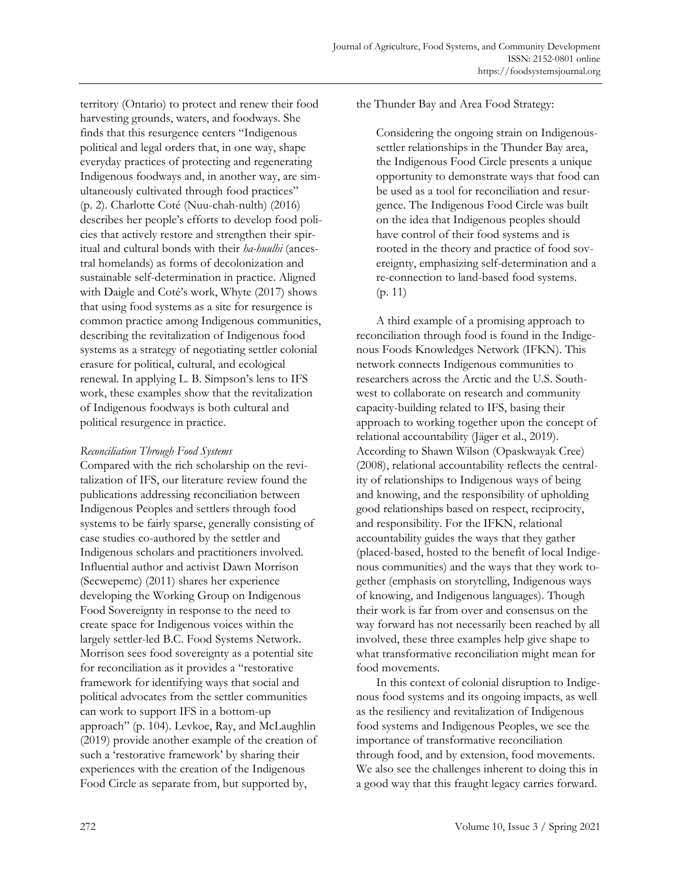territory (Ontario) to protect and renew their food harvesting grounds, waters, and foodways. She finds that this resurgence centers "Indigenous political and legal orders that, in one way, shape everyday practices of protecting and regenerating Indigenous foodways and, in another way, are simultaneously cultivated through food practices" (p. 2). Charlotte Coté (Nuu-chah-nulth) (2016) describes her people's efforts to develop food policies that actively restore and strengthen their spiritual and cultural bonds with their *ha-huulhi* (ancestral homelands) as forms of decolonization and sustainable self-determination in practice. Aligned with Daigle and Coté's work, Whyte (2017) shows that using food systems as a site for resurgence is common practice among Indigenous communities, describing the revitalization of Indigenous food systems as a strategy of negotiating settler colonial erasure for political, cultural, and ecological renewal. In applying L. B. Simpson's lens to IFS work, these examples show that the revitalization of Indigenous foodways is both cultural and political resurgence in practice.

*Reconciliation Through Food Systems*

Compared with the rich scholarship on the revitalization of IFS, our literature review found the publications addressing reconciliation between Indigenous Peoples and settlers through food systems to be fairly sparse, generally consisting of case studies co-authored by the settler and Indigenous scholars and practitioners involved. Influential author and activist Dawn Morrison (Secwepemc) (2011) shares her experience developing the Working Group on Indigenous Food Sovereignty in response to the need to create space for Indigenous voices within the largely settler-led B.C. Food Systems Network. Morrison sees food sovereignty as a potential site for reconciliation as it provides a "restorative framework for identifying ways that social and political advocates from the settler communities can work to support IFS in a bottom-up approach" (p. 104). Levkoe, Ray, and McLaughlin (2019) provide another example of the creation of such a 'restorative framework' by sharing their experiences with the creation of the Indigenous Food Circle as separate from, but supported by, the Thunder Bay and Area Food Strategy:

> Considering the ongoing strain on Indigenous-settler relationships in the Thunder Bay area, the Indigenous Food Circle presents a unique opportunity to demonstrate ways that food can be used as a tool for reconciliation and resurgence. The Indigenous Food Circle was built on the idea that Indigenous peoples should have control of their food systems and is rooted in the theory and practice of food sovereignty, emphasizing self-determination and a re-connection to land-based food systems. (p. 11)

A third example of a promising approach to reconciliation through food is found in the Indigenous Foods Knowledges Network (IFKN). This network connects Indigenous communities to researchers across the Arctic and the U.S. Southwest to collaborate on research and community capacity-building related to IFS, basing their approach to working together upon the concept of relational accountability (Jäger et al., 2019). According to Shawn Wilson (Opaskwayak Cree) (2008), relational accountability reflects the centrality of relationships to Indigenous ways of being and knowing, and the responsibility of upholding good relationships based on respect, reciprocity, and responsibility. For the IFKN, relational accountability guides the ways that they gather (placed-based, hosted to the benefit of local Indigenous communities) and the ways that they work together (emphasis on storytelling, Indigenous ways of knowing, and Indigenous languages). Though their work is far from over and consensus on the way forward has not necessarily been reached by all involved, these three examples help give shape to what transformative reconciliation might mean for food movements.

In this context of colonial disruption to Indigenous food systems and its ongoing impacts, as well as the resiliency and revitalization of Indigenous food systems and Indigenous Peoples, we see the importance of transformative reconciliation through food, and by extension, food movements. We also see the challenges inherent to doing this in a good way that this fraught legacy carries forward.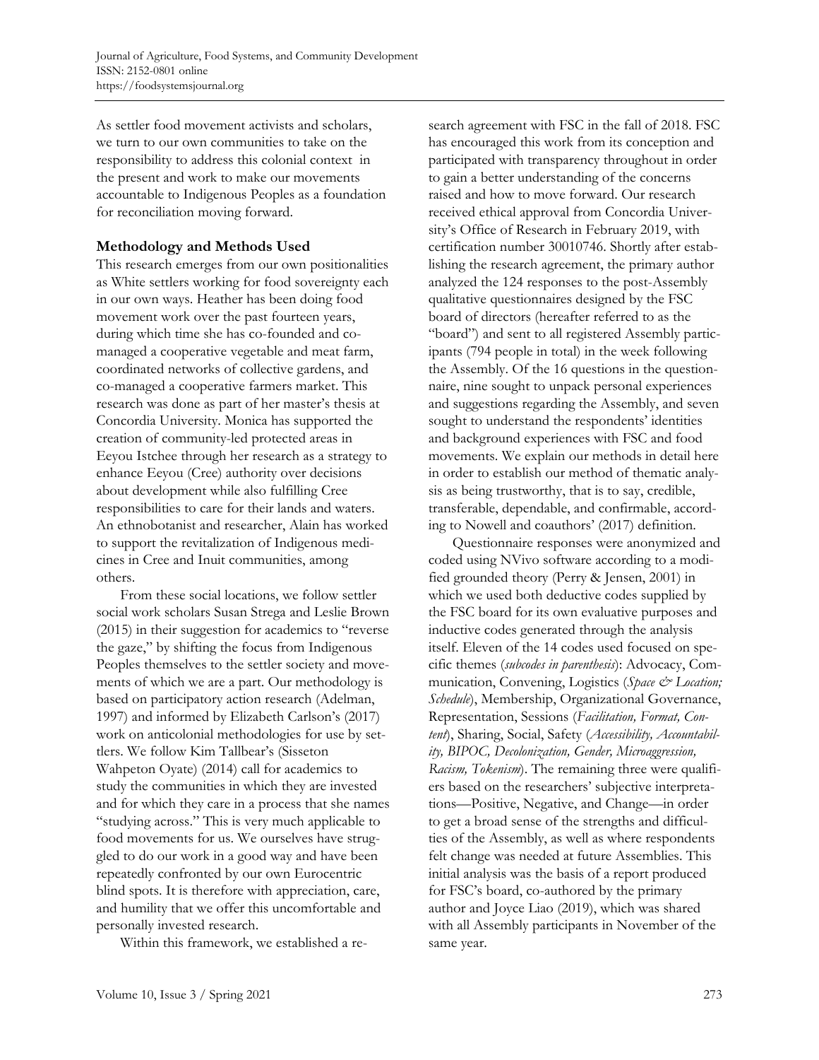As settler food movement activists and scholars, we turn to our own communities to take on the responsibility to address this colonial context in the present and work to make our movements accountable to Indigenous Peoples as a foundation for reconciliation moving forward.

## Methodology and Methods Used

This research emerges from our own positionalities as White settlers working for food sovereignty each in our own ways. Heather has been doing food movement work over the past fourteen years, during which time she has co-founded and co-managed a cooperative vegetable and meat farm, coordinated networks of collective gardens, and co-managed a cooperative farmers market. This research was done as part of her master's thesis at Concordia University. Monica has supported the creation of community-led protected areas in Eeyou Istchee through her research as a strategy to enhance Eeyou (Cree) authority over decisions about development while also fulfilling Cree responsibilities to care for their lands and waters. An ethnobotanist and researcher, Alain has worked to support the revitalization of Indigenous medicines in Cree and Inuit communities, among others.

From these social locations, we follow settler social work scholars Susan Strega and Leslie Brown (2015) in their suggestion for academics to "reverse the gaze," by shifting the focus from Indigenous Peoples themselves to the settler society and movements of which we are a part. Our methodology is based on participatory action research (Adelman, 1997) and informed by Elizabeth Carlson's (2017) work on anticolonial methodologies for use by settlers. We follow Kim Tallbear's (Sisseton Wahpeton Oyate) (2014) call for academics to study the communities in which they are invested and for which they care in a process that she names "studying across." This is very much applicable to food movements for us. We ourselves have struggled to do our work in a good way and have been repeatedly confronted by our own Eurocentric blind spots. It is therefore with appreciation, care, and humility that we offer this uncomfortable and personally invested research.

Within this framework, we established a research agreement with FSC in the fall of 2018. FSC has encouraged this work from its conception and participated with transparency throughout in order to gain a better understanding of the concerns raised and how to move forward. Our research received ethical approval from Concordia University's Office of Research in February 2019, with certification number 30010746. Shortly after establishing the research agreement, the primary author analyzed the 124 responses to the post-Assembly qualitative questionnaires designed by the FSC board of directors (hereafter referred to as the "board") and sent to all registered Assembly participants (794 people in total) in the week following the Assembly. Of the 16 questions in the questionnaire, nine sought to unpack personal experiences and suggestions regarding the Assembly, and seven sought to understand the respondents' identities and background experiences with FSC and food movements. We explain our methods in detail here in order to establish our method of thematic analysis as being trustworthy, that is to say, credible, transferable, dependable, and confirmable, according to Nowell and coauthors' (2017) definition.

Questionnaire responses were anonymized and coded using NVivo software according to a modified grounded theory (Perry & Jensen, 2001) in which we used both deductive codes supplied by the FSC board for its own evaluative purposes and inductive codes generated through the analysis itself. Eleven of the 14 codes used focused on specific themes (*subcodes in parenthesis*): Advocacy, Communication, Convening, Logistics (*Space & Location; Schedule*), Membership, Organizational Governance, Representation, Sessions (*Facilitation, Format, Content*), Sharing, Social, Safety (*Accessibility, Accountability, BIPOC, Decolonization, Gender, Microaggression, Racism, Tokenism*). The remaining three were qualifiers based on the researchers' subjective interpretations—Positive, Negative, and Change—in order to get a broad sense of the strengths and difficulties of the Assembly, as well as where respondents felt change was needed at future Assemblies. This initial analysis was the basis of a report produced for FSC's board, co-authored by the primary author and Joyce Liao (2019), which was shared with all Assembly participants in November of the same year.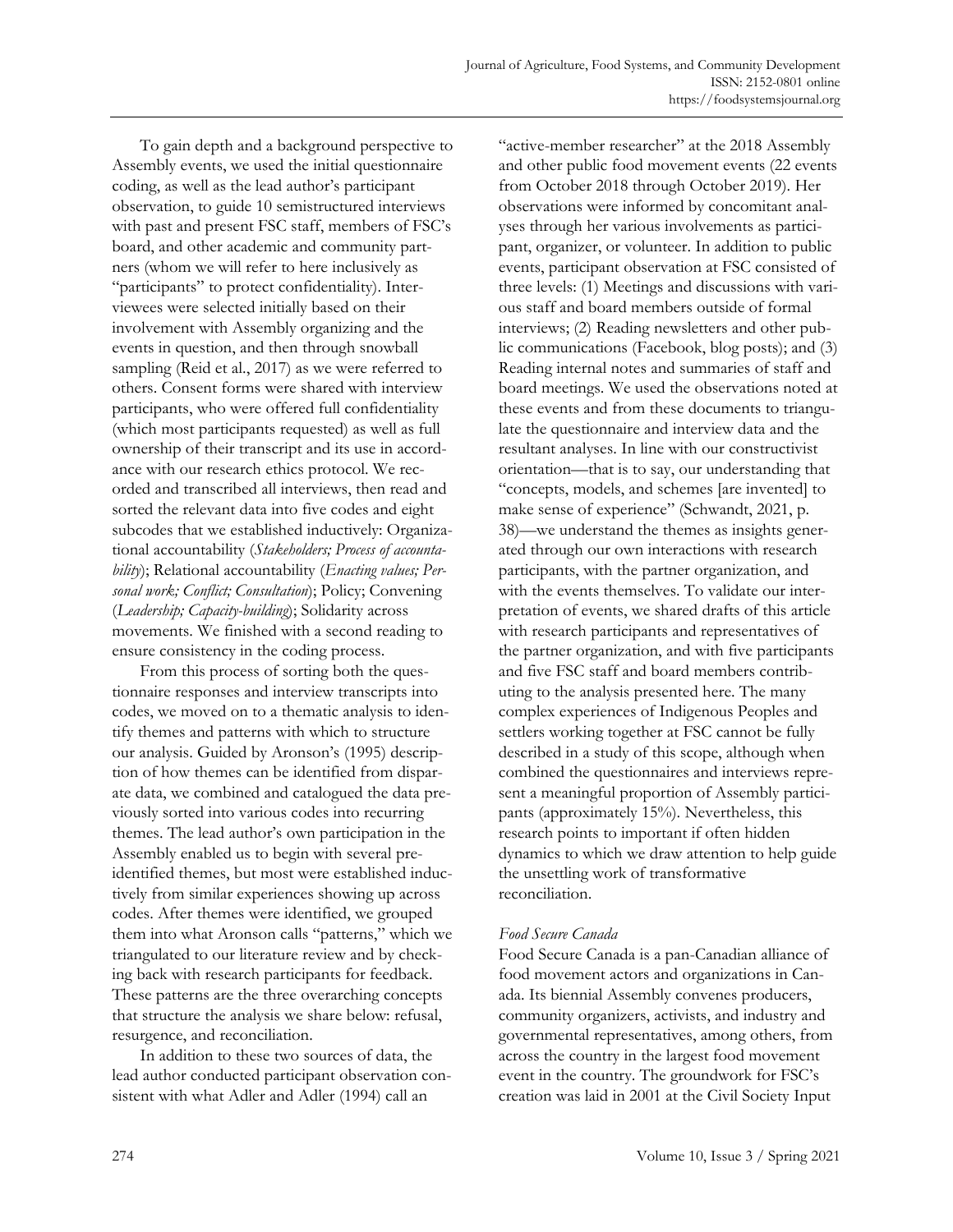To gain depth and a background perspective to Assembly events, we used the initial questionnaire coding, as well as the lead author's participant observation, to guide 10 semistructured interviews with past and present FSC staff, members of FSC's board, and other academic and community partners (whom we will refer to here inclusively as "participants" to protect confidentiality). Interviewees were selected initially based on their involvement with Assembly organizing and the events in question, and then through snowball sampling (Reid et al., 2017) as we were referred to others. Consent forms were shared with interview participants, who were offered full confidentiality (which most participants requested) as well as full ownership of their transcript and its use in accordance with our research ethics protocol. We recorded and transcribed all interviews, then read and sorted the relevant data into five codes and eight subcodes that we established inductively: Organizational accountability (*Stakeholders; Process of accountability*); Relational accountability (*Enacting values; Personal work; Conflict; Consultation*); Policy; Convening (*Leadership; Capacity-building*); Solidarity across movements. We finished with a second reading to ensure consistency in the coding process.

From this process of sorting both the questionnaire responses and interview transcripts into codes, we moved on to a thematic analysis to identify themes and patterns with which to structure our analysis. Guided by Aronson's (1995) description of how themes can be identified from disparate data, we combined and catalogued the data previously sorted into various codes into recurring themes. The lead author's own participation in the Assembly enabled us to begin with several pre-identified themes, but most were established inductively from similar experiences showing up across codes. After themes were identified, we grouped them into what Aronson calls "patterns," which we triangulated to our literature review and by checking back with research participants for feedback. These patterns are the three overarching concepts that structure the analysis we share below: refusal, resurgence, and reconciliation.

In addition to these two sources of data, the lead author conducted participant observation consistent with what Adler and Adler (1994) call an "active-member researcher" at the 2018 Assembly and other public food movement events (22 events from October 2018 through October 2019). Her observations were informed by concomitant analyses through her various involvements as participant, organizer, or volunteer. In addition to public events, participant observation at FSC consisted of three levels: (1) Meetings and discussions with various staff and board members outside of formal interviews; (2) Reading newsletters and other public communications (Facebook, blog posts); and (3) Reading internal notes and summaries of staff and board meetings. We used the observations noted at these events and from these documents to triangulate the questionnaire and interview data and the resultant analyses. In line with our constructivist orientation—that is to say, our understanding that "concepts, models, and schemes [are invented] to make sense of experience" (Schwandt, 2021, p. 38)—we understand the themes as insights generated through our own interactions with research participants, with the partner organization, and with the events themselves. To validate our interpretation of events, we shared drafts of this article with research participants and representatives of the partner organization, and with five participants and five FSC staff and board members contributing to the analysis presented here. The many complex experiences of Indigenous Peoples and settlers working together at FSC cannot be fully described in a study of this scope, although when combined the questionnaires and interviews represent a meaningful proportion of Assembly participants (approximately 15%). Nevertheless, this research points to important if often hidden dynamics to which we draw attention to help guide the unsettling work of transformative reconciliation.

### *Food Secure Canada*

Food Secure Canada is a pan-Canadian alliance of food movement actors and organizations in Canada. Its biennial Assembly convenes producers, community organizers, activists, and industry and governmental representatives, among others, from across the country in the largest food movement event in the country. The groundwork for FSC's creation was laid in 2001 at the Civil Society Input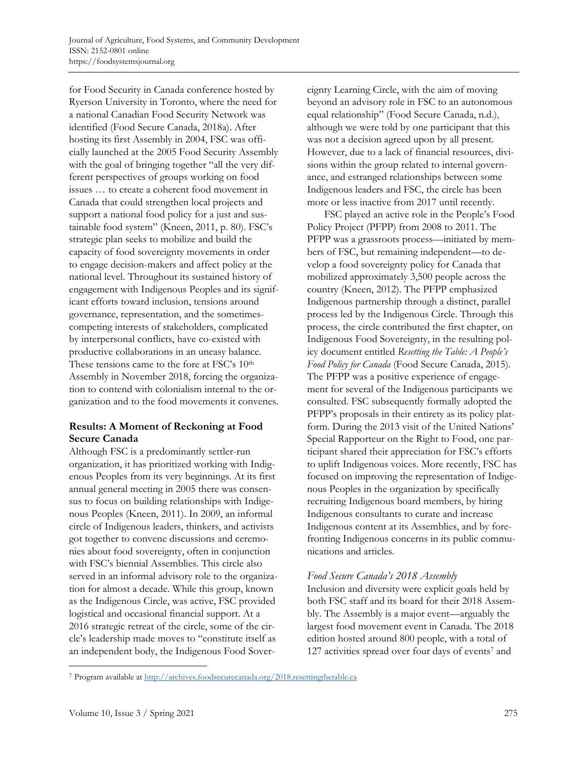for Food Security in Canada conference hosted by Ryerson University in Toronto, where the need for a national Canadian Food Security Network was identified (Food Secure Canada, 2018a). After hosting its first Assembly in 2004, FSC was officially launched at the 2005 Food Security Assembly with the goal of bringing together "all the very different perspectives of groups working on food issues … to create a coherent food movement in Canada that could strengthen local projects and support a national food policy for a just and sustainable food system" (Kneen, 2011, p. 80). FSC's strategic plan seeks to mobilize and build the capacity of food sovereignty movements in order to engage decision-makers and affect policy at the national level. Throughout its sustained history of engagement with Indigenous Peoples and its significant efforts toward inclusion, tensions around governance, representation, and the sometimes-competing interests of stakeholders, complicated by interpersonal conflicts, have co-existed with productive collaborations in an uneasy balance. These tensions came to the fore at FSC's 10th Assembly in November 2018, forcing the organization to contend with colonialism internal to the organization and to the food movements it convenes.

## Results: A Moment of Reckoning at Food Secure Canada

Although FSC is a predominantly settler-run organization, it has prioritized working with Indigenous Peoples from its very beginnings. At its first annual general meeting in 2005 there was consensus to focus on building relationships with Indigenous Peoples (Kneen, 2011). In 2009, an informal circle of Indigenous leaders, thinkers, and activists got together to convene discussions and ceremonies about food sovereignty, often in conjunction with FSC's biennial Assemblies. This circle also served in an informal advisory role to the organization for almost a decade. While this group, known as the Indigenous Circle, was active, FSC provided logistical and occasional financial support. At a 2016 strategic retreat of the circle, some of the circle's leadership made moves to "constitute itself as an independent body, the Indigenous Food Sovereignty Learning Circle, with the aim of moving beyond an advisory role in FSC to an autonomous equal relationship" (Food Secure Canada, n.d.), although we were told by one participant that this was not a decision agreed upon by all present. However, due to a lack of financial resources, divisions within the group related to internal governance, and estranged relationships between some Indigenous leaders and FSC, the circle has been more or less inactive from 2017 until recently.

FSC played an active role in the People's Food Policy Project (PFPP) from 2008 to 2011. The PFPP was a grassroots process—initiated by members of FSC, but remaining independent—to develop a food sovereignty policy for Canada that mobilized approximately 3,500 people across the country (Kneen, 2012). The PFPP emphasized Indigenous partnership through a distinct, parallel process led by the Indigenous Circle. Through this process, the circle contributed the first chapter, on Indigenous Food Sovereignty, in the resulting policy document entitled *Resetting the Table: A People's Food Policy for Canada* (Food Secure Canada, 2015). The PFPP was a positive experience of engagement for several of the Indigenous participants we consulted. FSC subsequently formally adopted the PFPP's proposals in their entirety as its policy platform. During the 2013 visit of the United Nations' Special Rapporteur on the Right to Food, one participant shared their appreciation for FSC's efforts to uplift Indigenous voices. More recently, FSC has focused on improving the representation of Indigenous Peoples in the organization by specifically recruiting Indigenous board members, by hiring Indigenous consultants to curate and increase Indigenous content at its Assemblies, and by forefronting Indigenous concerns in its public communications and articles.

### *Food Secure Canada's 2018 Assembly*

Inclusion and diversity were explicit goals held by both FSC staff and its board for their 2018 Assembly. The Assembly is a major event—arguably the largest food movement event in Canada. The 2018 edition hosted around 800 people, with a total of 127 activities spread over four days of events[7] and

[7] Program available at http://archives.foodsecurecanada.org/2018.resettingthetable.ca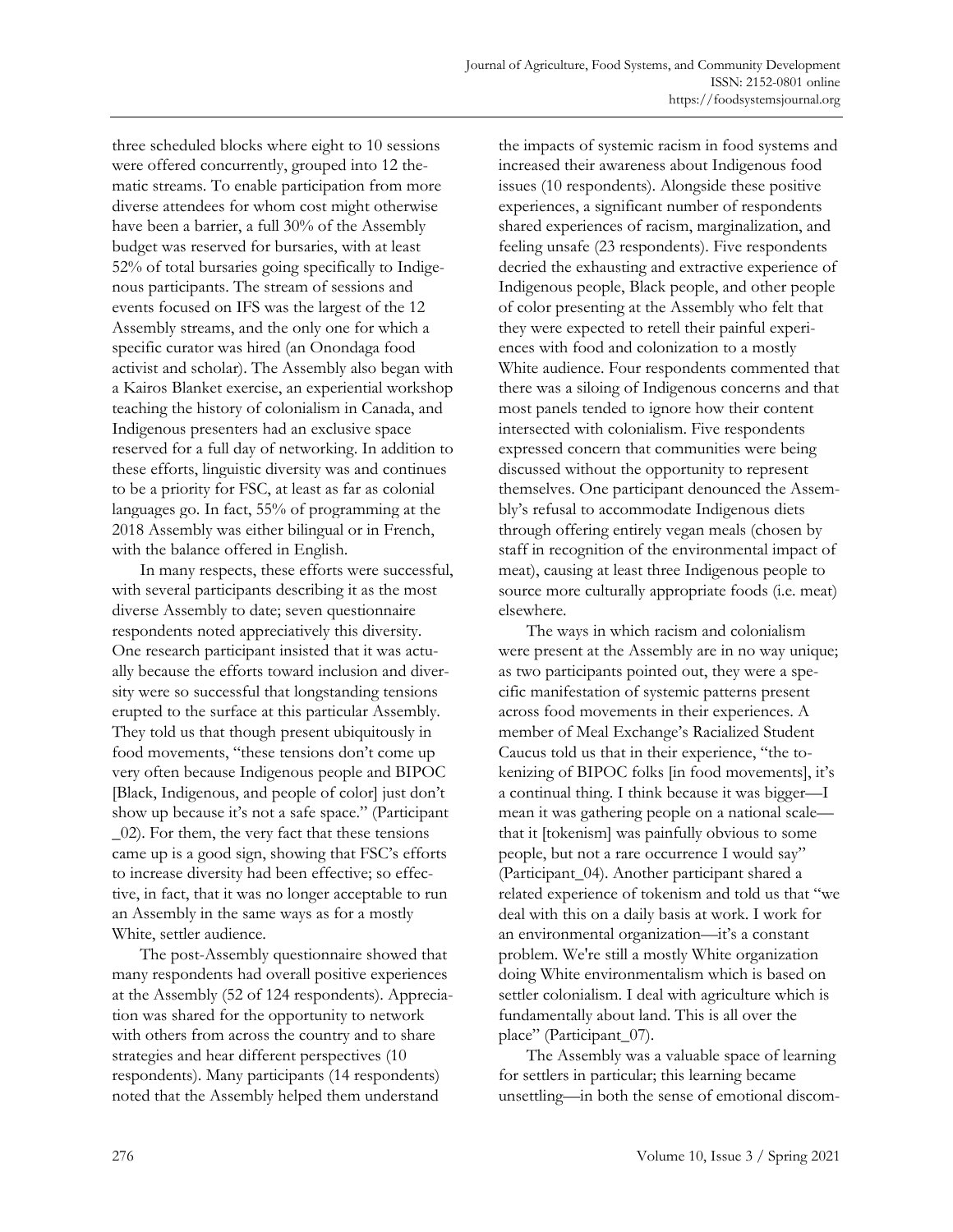three scheduled blocks where eight to 10 sessions were offered concurrently, grouped into 12 thematic streams. To enable participation from more diverse attendees for whom cost might otherwise have been a barrier, a full 30% of the Assembly budget was reserved for bursaries, with at least 52% of total bursaries going specifically to Indigenous participants. The stream of sessions and events focused on IFS was the largest of the 12 Assembly streams, and the only one for which a specific curator was hired (an Onondaga food activist and scholar). The Assembly also began with a Kairos Blanket exercise, an experiential workshop teaching the history of colonialism in Canada, and Indigenous presenters had an exclusive space reserved for a full day of networking. In addition to these efforts, linguistic diversity was and continues to be a priority for FSC, at least as far as colonial languages go. In fact, 55% of programming at the 2018 Assembly was either bilingual or in French, with the balance offered in English.

In many respects, these efforts were successful, with several participants describing it as the most diverse Assembly to date; seven questionnaire respondents noted appreciatively this diversity. One research participant insisted that it was actually because the efforts toward inclusion and diversity were so successful that longstanding tensions erupted to the surface at this particular Assembly. They told us that though present ubiquitously in food movements, "these tensions don't come up very often because Indigenous people and BIPOC [Black, Indigenous, and people of color] just don't show up because it's not a safe space." (Participant _02). For them, the very fact that these tensions came up is a good sign, showing that FSC's efforts to increase diversity had been effective; so effective, in fact, that it was no longer acceptable to run an Assembly in the same ways as for a mostly White, settler audience.

The post-Assembly questionnaire showed that many respondents had overall positive experiences at the Assembly (52 of 124 respondents). Appreciation was shared for the opportunity to network with others from across the country and to share strategies and hear different perspectives (10 respondents). Many participants (14 respondents) noted that the Assembly helped them understand the impacts of systemic racism in food systems and increased their awareness about Indigenous food issues (10 respondents). Alongside these positive experiences, a significant number of respondents shared experiences of racism, marginalization, and feeling unsafe (23 respondents). Five respondents decried the exhausting and extractive experience of Indigenous people, Black people, and other people of color presenting at the Assembly who felt that they were expected to retell their painful experiences with food and colonization to a mostly White audience. Four respondents commented that there was a siloing of Indigenous concerns and that most panels tended to ignore how their content intersected with colonialism. Five respondents expressed concern that communities were being discussed without the opportunity to represent themselves. One participant denounced the Assembly's refusal to accommodate Indigenous diets through offering entirely vegan meals (chosen by staff in recognition of the environmental impact of meat), causing at least three Indigenous people to source more culturally appropriate foods (i.e. meat) elsewhere.

The ways in which racism and colonialism were present at the Assembly are in no way unique; as two participants pointed out, they were a specific manifestation of systemic patterns present across food movements in their experiences. A member of Meal Exchange's Racialized Student Caucus told us that in their experience, "the tokenizing of BIPOC folks [in food movements], it's a continual thing. I think because it was bigger—I mean it was gathering people on a national scale—that it [tokenism] was painfully obvious to some people, but not a rare occurrence I would say" (Participant_04). Another participant shared a related experience of tokenism and told us that "we deal with this on a daily basis at work. I work for an environmental organization—it's a constant problem. We're still a mostly White organization doing White environmentalism which is based on settler colonialism. I deal with agriculture which is fundamentally about land. This is all over the place" (Participant_07).

The Assembly was a valuable space of learning for settlers in particular; this learning became unsettling—in both the sense of emotional discom-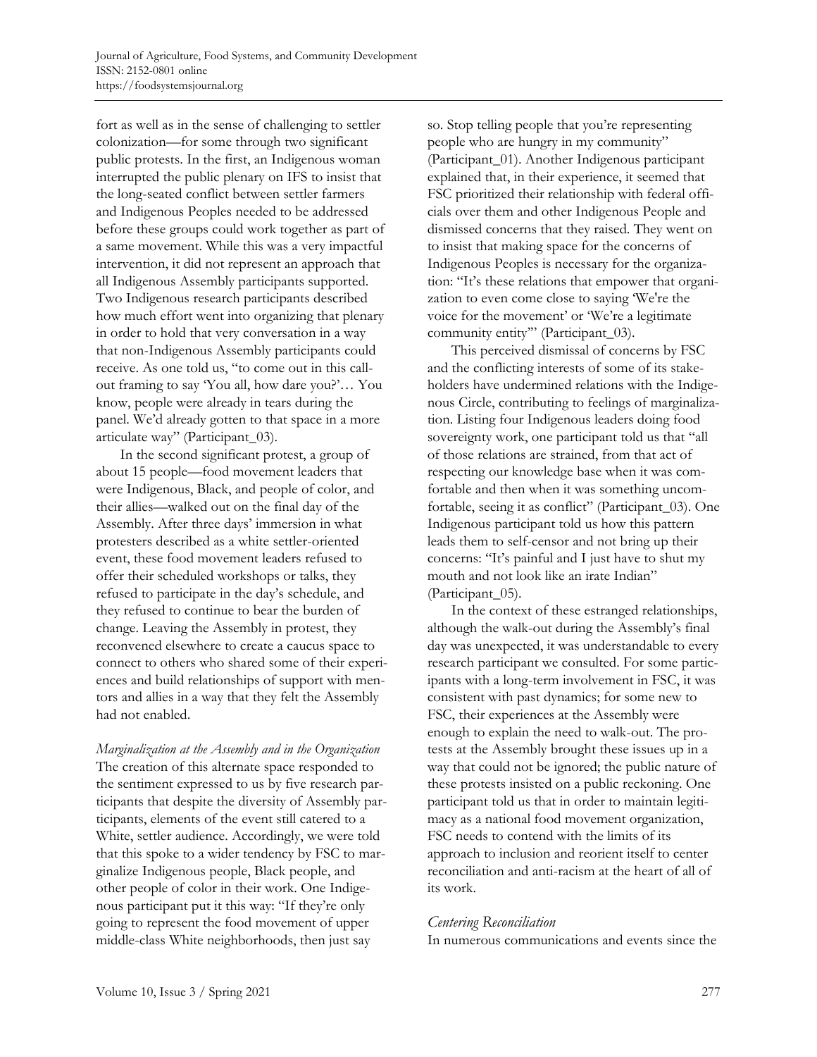fort as well as in the sense of challenging to settler colonization—for some through two significant public protests. In the first, an Indigenous woman interrupted the public plenary on IFS to insist that the long-seated conflict between settler farmers and Indigenous Peoples needed to be addressed before these groups could work together as part of a same movement. While this was a very impactful intervention, it did not represent an approach that all Indigenous Assembly participants supported. Two Indigenous research participants described how much effort went into organizing that plenary in order to hold that very conversation in a way that non-Indigenous Assembly participants could receive. As one told us, "to come out in this call-out framing to say 'You all, how dare you?'… You know, people were already in tears during the panel. We'd already gotten to that space in a more articulate way" (Participant_03).

In the second significant protest, a group of about 15 people—food movement leaders that were Indigenous, Black, and people of color, and their allies—walked out on the final day of the Assembly. After three days' immersion in what protesters described as a white settler-oriented event, these food movement leaders refused to offer their scheduled workshops or talks, they refused to participate in the day's schedule, and they refused to continue to bear the burden of change. Leaving the Assembly in protest, they reconvened elsewhere to create a caucus space to connect to others who shared some of their experiences and build relationships of support with mentors and allies in a way that they felt the Assembly had not enabled.

*Marginalization at the Assembly and in the Organization*

The creation of this alternate space responded to the sentiment expressed to us by five research participants that despite the diversity of Assembly participants, elements of the event still catered to a White, settler audience. Accordingly, we were told that this spoke to a wider tendency by FSC to marginalize Indigenous people, Black people, and other people of color in their work. One Indigenous participant put it this way: "If they're only going to represent the food movement of upper middle-class White neighborhoods, then just say so. Stop telling people that you're representing people who are hungry in my community" (Participant_01). Another Indigenous participant explained that, in their experience, it seemed that FSC prioritized their relationship with federal officials over them and other Indigenous People and dismissed concerns that they raised. They went on to insist that making space for the concerns of Indigenous Peoples is necessary for the organization: "It's these relations that empower that organization to even come close to saying 'We're the voice for the movement' or 'We're a legitimate community entity'" (Participant_03).

This perceived dismissal of concerns by FSC and the conflicting interests of some of its stakeholders have undermined relations with the Indigenous Circle, contributing to feelings of marginalization. Listing four Indigenous leaders doing food sovereignty work, one participant told us that "all of those relations are strained, from that act of respecting our knowledge base when it was comfortable and then when it was something uncomfortable, seeing it as conflict" (Participant_03). One Indigenous participant told us how this pattern leads them to self-censor and not bring up their concerns: "It's painful and I just have to shut my mouth and not look like an irate Indian" (Participant_05).

In the context of these estranged relationships, although the walk-out during the Assembly's final day was unexpected, it was understandable to every research participant we consulted. For some participants with a long-term involvement in FSC, it was consistent with past dynamics; for some new to FSC, their experiences at the Assembly were enough to explain the need to walk-out. The protests at the Assembly brought these issues up in a way that could not be ignored; the public nature of these protests insisted on a public reckoning. One participant told us that in order to maintain legitimacy as a national food movement organization, FSC needs to contend with the limits of its approach to inclusion and reorient itself to center reconciliation and anti-racism at the heart of all of its work.

*Centering Reconciliation*

In numerous communications and events since the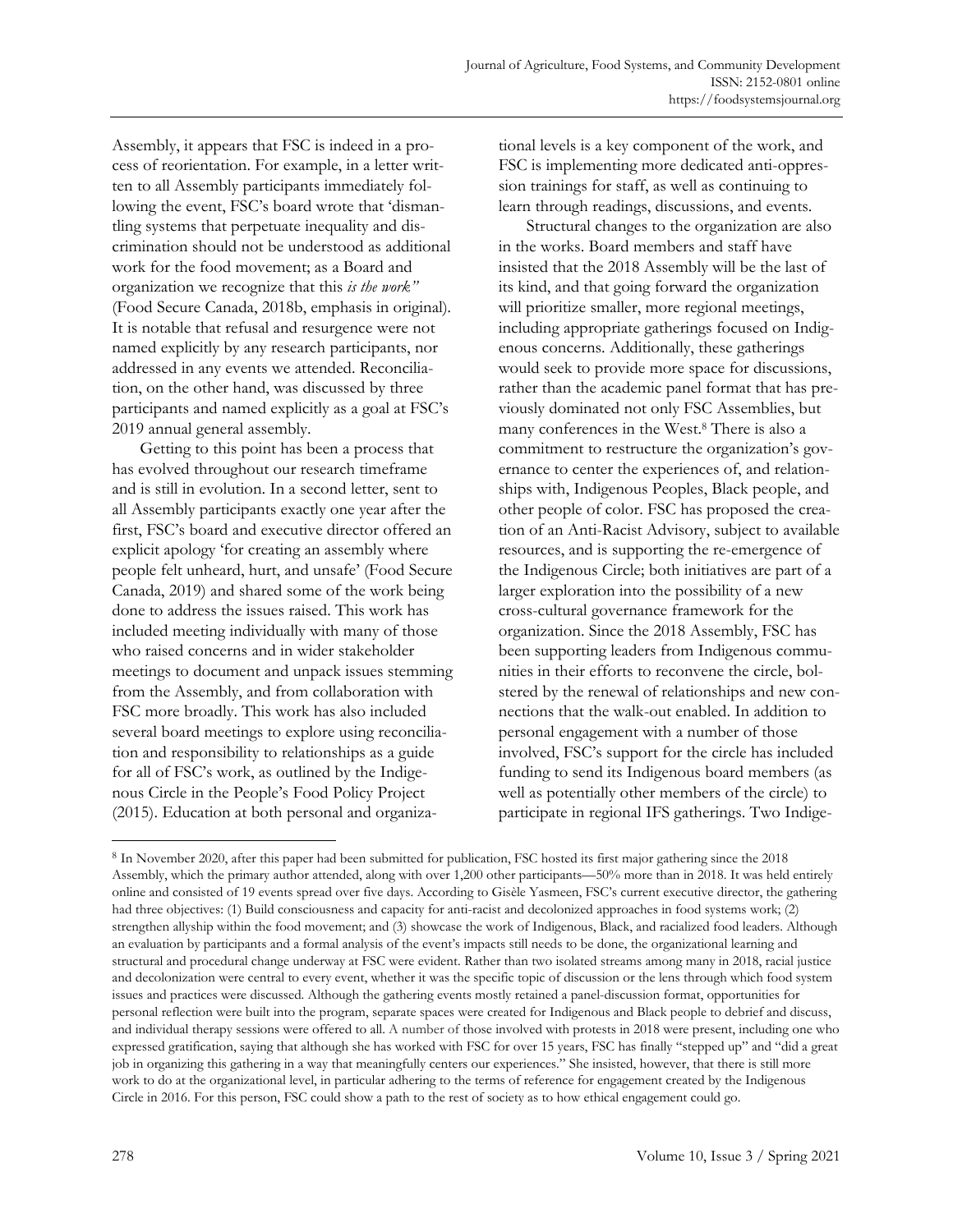Assembly, it appears that FSC is indeed in a process of reorientation. For example, in a letter written to all Assembly participants immediately following the event, FSC's board wrote that 'dismantling systems that perpetuate inequality and discrimination should not be understood as additional work for the food movement; as a Board and organization we recognize that this *is the work*" (Food Secure Canada, 2018b, emphasis in original). It is notable that refusal and resurgence were not named explicitly by any research participants, nor addressed in any events we attended. Reconciliation, on the other hand, was discussed by three participants and named explicitly as a goal at FSC's 2019 annual general assembly.

Getting to this point has been a process that has evolved throughout our research timeframe and is still in evolution. In a second letter, sent to all Assembly participants exactly one year after the first, FSC's board and executive director offered an explicit apology 'for creating an assembly where people felt unheard, hurt, and unsafe' (Food Secure Canada, 2019) and shared some of the work being done to address the issues raised. This work has included meeting individually with many of those who raised concerns and in wider stakeholder meetings to document and unpack issues stemming from the Assembly, and from collaboration with FSC more broadly. This work has also included several board meetings to explore using reconciliation and responsibility to relationships as a guide for all of FSC's work, as outlined by the Indigenous Circle in the People's Food Policy Project (2015). Education at both personal and organizational levels is a key component of the work, and FSC is implementing more dedicated anti-oppression trainings for staff, as well as continuing to learn through readings, discussions, and events.

Structural changes to the organization are also in the works. Board members and staff have insisted that the 2018 Assembly will be the last of its kind, and that going forward the organization will prioritize smaller, more regional meetings, including appropriate gatherings focused on Indigenous concerns. Additionally, these gatherings would seek to provide more space for discussions, rather than the academic panel format that has previously dominated not only FSC Assemblies, but many conferences in the West.[8] There is also a commitment to restructure the organization's governance to center the experiences of, and relationships with, Indigenous Peoples, Black people, and other people of color. FSC has proposed the creation of an Anti-Racist Advisory, subject to available resources, and is supporting the re-emergence of the Indigenous Circle; both initiatives are part of a larger exploration into the possibility of a new cross-cultural governance framework for the organization. Since the 2018 Assembly, FSC has been supporting leaders from Indigenous communities in their efforts to reconvene the circle, bolstered by the renewal of relationships and new connections that the walk-out enabled. In addition to personal engagement with a number of those involved, FSC's support for the circle has included funding to send its Indigenous board members (as well as potentially other members of the circle) to participate in regional IFS gatherings. Two Indige-

[8] In November 2020, after this paper had been submitted for publication, FSC hosted its first major gathering since the 2018 Assembly, which the primary author attended, along with over 1,200 other participants—50% more than in 2018. It was held entirely online and consisted of 19 events spread over five days. According to Gisèle Yasmeen, FSC's current executive director, the gathering had three objectives: (1) Build consciousness and capacity for anti-racist and decolonized approaches in food systems work; (2) strengthen allyship within the food movement; and (3) showcase the work of Indigenous, Black, and racialized food leaders. Although an evaluation by participants and a formal analysis of the event's impacts still needs to be done, the organizational learning and structural and procedural change underway at FSC were evident. Rather than two isolated streams among many in 2018, racial justice and decolonization were central to every event, whether it was the specific topic of discussion or the lens through which food system issues and practices were discussed. Although the gathering events mostly retained a panel-discussion format, opportunities for personal reflection were built into the program, separate spaces were created for Indigenous and Black people to debrief and discuss, and individual therapy sessions were offered to all. A number of those involved with protests in 2018 were present, including one who expressed gratification, saying that although she has worked with FSC for over 15 years, FSC has finally "stepped up" and "did a great job in organizing this gathering in a way that meaningfully centers our experiences." She insisted, however, that there is still more work to do at the organizational level, in particular adhering to the terms of reference for engagement created by the Indigenous Circle in 2016. For this person, FSC could show a path to the rest of society as to how ethical engagement could go.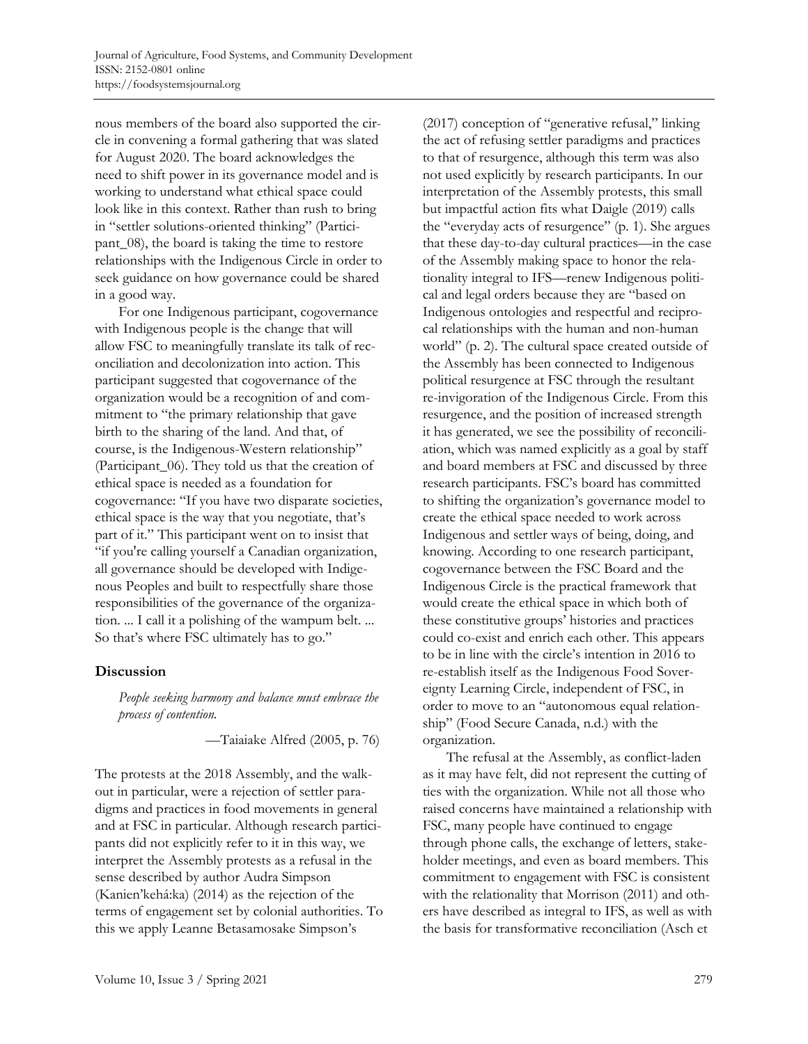nous members of the board also supported the circle in convening a formal gathering that was slated for August 2020. The board acknowledges the need to shift power in its governance model and is working to understand what ethical space could look like in this context. Rather than rush to bring in "settler solutions-oriented thinking" (Participant_08), the board is taking the time to restore relationships with the Indigenous Circle in order to seek guidance on how governance could be shared in a good way.

For one Indigenous participant, cogovernance with Indigenous people is the change that will allow FSC to meaningfully translate its talk of reconciliation and decolonization into action. This participant suggested that cogovernance of the organization would be a recognition of and commitment to "the primary relationship that gave birth to the sharing of the land. And that, of course, is the Indigenous-Western relationship" (Participant_06). They told us that the creation of ethical space is needed as a foundation for cogovernance: "If you have two disparate societies, ethical space is the way that you negotiate, that's part of it." This participant went on to insist that "if you're calling yourself a Canadian organization, all governance should be developed with Indigenous Peoples and built to respectfully share those responsibilities of the governance of the organization. ... I call it a polishing of the wampum belt. ... So that's where FSC ultimately has to go."

## Discussion

> *People seeking harmony and balance must embrace the process of contention.*
>
> —Taiaiake Alfred (2005, p. 76)

The protests at the 2018 Assembly, and the walkout in particular, were a rejection of settler paradigms and practices in food movements in general and at FSC in particular. Although research participants did not explicitly refer to it in this way, we interpret the Assembly protests as a refusal in the sense described by author Audra Simpson (Kanien'kehá:ka) (2014) as the rejection of the terms of engagement set by colonial authorities. To this we apply Leanne Betasamosake Simpson's (2017) conception of "generative refusal," linking the act of refusing settler paradigms and practices to that of resurgence, although this term was also not used explicitly by research participants. In our interpretation of the Assembly protests, this small but impactful action fits what Daigle (2019) calls the "everyday acts of resurgence" (p. 1). She argues that these day-to-day cultural practices—in the case of the Assembly making space to honor the relationality integral to IFS—renew Indigenous political and legal orders because they are "based on Indigenous ontologies and respectful and reciprocal relationships with the human and non-human world" (p. 2). The cultural space created outside of the Assembly has been connected to Indigenous political resurgence at FSC through the resultant re-invigoration of the Indigenous Circle. From this resurgence, and the position of increased strength it has generated, we see the possibility of reconciliation, which was named explicitly as a goal by staff and board members at FSC and discussed by three research participants. FSC's board has committed to shifting the organization's governance model to create the ethical space needed to work across Indigenous and settler ways of being, doing, and knowing. According to one research participant, cogovernance between the FSC Board and the Indigenous Circle is the practical framework that would create the ethical space in which both of these constitutive groups' histories and practices could co-exist and enrich each other. This appears to be in line with the circle's intention in 2016 to re-establish itself as the Indigenous Food Sovereignty Learning Circle, independent of FSC, in order to move to an "autonomous equal relationship" (Food Secure Canada, n.d.) with the organization.

The refusal at the Assembly, as conflict-laden as it may have felt, did not represent the cutting of ties with the organization. While not all those who raised concerns have maintained a relationship with FSC, many people have continued to engage through phone calls, the exchange of letters, stakeholder meetings, and even as board members. This commitment to engagement with FSC is consistent with the relationality that Morrison (2011) and others have described as integral to IFS, as well as with the basis for transformative reconciliation (Asch et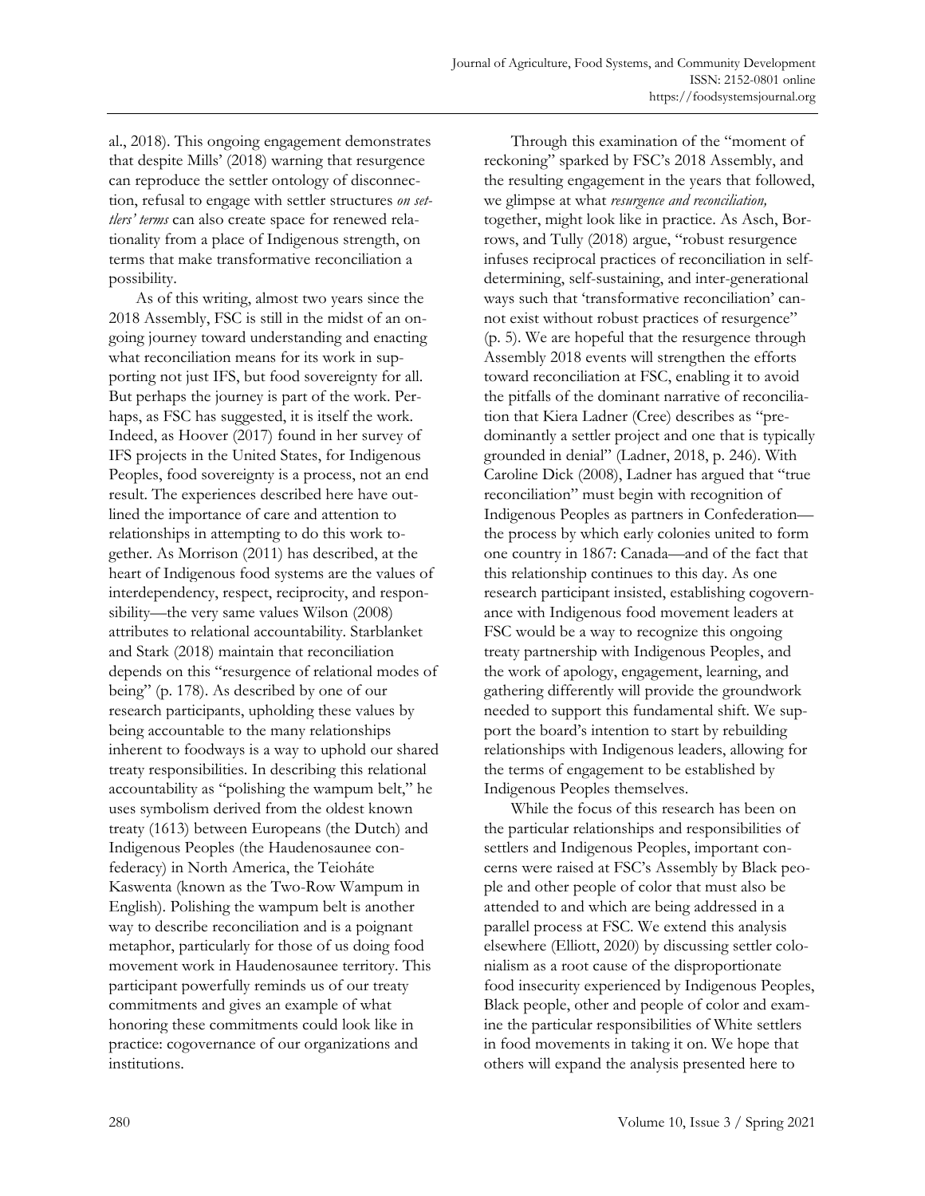al., 2018). This ongoing engagement demonstrates that despite Mills' (2018) warning that resurgence can reproduce the settler ontology of disconnection, refusal to engage with settler structures *on settlers' terms* can also create space for renewed relationality from a place of Indigenous strength, on terms that make transformative reconciliation a possibility.

As of this writing, almost two years since the 2018 Assembly, FSC is still in the midst of an ongoing journey toward understanding and enacting what reconciliation means for its work in supporting not just IFS, but food sovereignty for all. But perhaps the journey is part of the work. Perhaps, as FSC has suggested, it is itself the work. Indeed, as Hoover (2017) found in her survey of IFS projects in the United States, for Indigenous Peoples, food sovereignty is a process, not an end result. The experiences described here have outlined the importance of care and attention to relationships in attempting to do this work together. As Morrison (2011) has described, at the heart of Indigenous food systems are the values of interdependency, respect, reciprocity, and responsibility—the very same values Wilson (2008) attributes to relational accountability. Starblanket and Stark (2018) maintain that reconciliation depends on this "resurgence of relational modes of being" (p. 178). As described by one of our research participants, upholding these values by being accountable to the many relationships inherent to foodways is a way to uphold our shared treaty responsibilities. In describing this relational accountability as "polishing the wampum belt," he uses symbolism derived from the oldest known treaty (1613) between Europeans (the Dutch) and Indigenous Peoples (the Haudenosaunee confederacy) in North America, the Teiohâte Kaswenta (known as the Two-Row Wampum in English). Polishing the wampum belt is another way to describe reconciliation and is a poignant metaphor, particularly for those of us doing food movement work in Haudenosaunee territory. This participant powerfully reminds us of our treaty commitments and gives an example of what honoring these commitments could look like in practice: cogovernance of our organizations and institutions.

Through this examination of the "moment of reckoning" sparked by FSC's 2018 Assembly, and the resulting engagement in the years that followed, we glimpse at what *resurgence and reconciliation,* together, might look like in practice. As Asch, Borrows, and Tully (2018) argue, "robust resurgence infuses reciprocal practices of reconciliation in self-determining, self-sustaining, and inter-generational ways such that 'transformative reconciliation' cannot exist without robust practices of resurgence" (p. 5). We are hopeful that the resurgence through Assembly 2018 events will strengthen the efforts toward reconciliation at FSC, enabling it to avoid the pitfalls of the dominant narrative of reconciliation that Kiera Ladner (Cree) describes as "predominantly a settler project and one that is typically grounded in denial" (Ladner, 2018, p. 246). With Caroline Dick (2008), Ladner has argued that "true reconciliation" must begin with recognition of Indigenous Peoples as partners in Confederation—the process by which early colonies united to form one country in 1867: Canada—and of the fact that this relationship continues to this day. As one research participant insisted, establishing cogovernance with Indigenous food movement leaders at FSC would be a way to recognize this ongoing treaty partnership with Indigenous Peoples, and the work of apology, engagement, learning, and gathering differently will provide the groundwork needed to support this fundamental shift. We support the board's intention to start by rebuilding relationships with Indigenous leaders, allowing for the terms of engagement to be established by Indigenous Peoples themselves.

While the focus of this research has been on the particular relationships and responsibilities of settlers and Indigenous Peoples, important concerns were raised at FSC's Assembly by Black people and other people of color that must also be attended to and which are being addressed in a parallel process at FSC. We extend this analysis elsewhere (Elliott, 2020) by discussing settler colonialism as a root cause of the disproportionate food insecurity experienced by Indigenous Peoples, Black people, other and people of color and examine the particular responsibilities of White settlers in food movements in taking it on. We hope that others will expand the analysis presented here to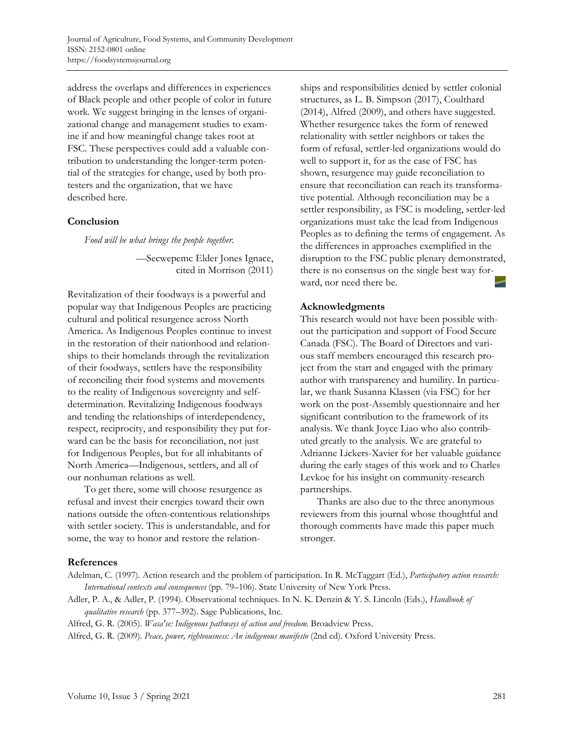address the overlaps and differences in experiences of Black people and other people of color in future work. We suggest bringing in the lenses of organizational change and management studies to examine if and how meaningful change takes root at FSC. These perspectives could add a valuable contribution to understanding the longer-term potential of the strategies for change, used by both protesters and the organization, that we have described here.

## Conclusion

*Food will be what brings the people together.*

—Secwepemc Elder Jones Ignace, cited in Morrison (2011)

Revitalization of their foodways is a powerful and popular way that Indigenous Peoples are practicing cultural and political resurgence across North America. As Indigenous Peoples continue to invest in the restoration of their nationhood and relationships to their homelands through the revitalization of their foodways, settlers have the responsibility of reconciling their food systems and movements to the reality of Indigenous sovereignty and self-determination. Revitalizing Indigenous foodways and tending the relationships of interdependency, respect, reciprocity, and responsibility they put forward can be the basis for reconciliation, not just for Indigenous Peoples, but for all inhabitants of North America—Indigenous, settlers, and all of our nonhuman relations as well.

To get there, some will choose resurgence as refusal and invest their energies toward their own nations outside the often-contentious relationships with settler society. This is understandable, and for some, the way to honor and restore the relationships and responsibilities denied by settler colonial structures, as L. B. Simpson (2017), Coulthard (2014), Alfred (2009), and others have suggested. Whether resurgence takes the form of renewed relationality with settler neighbors or takes the form of refusal, settler-led organizations would do well to support it, for as the case of FSC has shown, resurgence may guide reconciliation to ensure that reconciliation can reach its transformative potential. Although reconciliation may be a settler responsibility, as FSC is modeling, settler-led organizations must take the lead from Indigenous Peoples as to defining the terms of engagement. As the differences in approaches exemplified in the disruption to the FSC public plenary demonstrated, there is no consensus on the single best way forward, nor need there be.

## Acknowledgments

This research would not have been possible without the participation and support of Food Secure Canada (FSC). The Board of Directors and various staff members encouraged this research project from the start and engaged with the primary author with transparency and humility. In particular, we thank Susanna Klassen (via FSC) for her work on the post-Assembly questionnaire and her significant contribution to the framework of its analysis. We thank Joyce Liao who also contributed greatly to the analysis. We are grateful to Adrianne Lickers-Xavier for her valuable guidance during the early stages of this work and to Charles Levkoe for his insight on community-research partnerships.

Thanks are also due to the three anonymous reviewers from this journal whose thoughtful and thorough comments have made this paper much stronger.

## References

Adelman, C. (1997). Action research and the problem of participation. In R. McTaggart (Ed.), *Participatory action research: International contexts and consequences* (pp. 79–106). State University of New York Press.

Adler, P. A., & Adler, P. (1994). Observational techniques. In N. K. Denzin & Y. S. Lincoln (Eds.), *Handbook of qualitative research* (pp. 377–392). Sage Publications, Inc.

Alfred, G. R. (2005). *Wasa'se: Indigenous pathways of action and freedom.* Broadview Press.

Alfred, G. R. (2009). *Peace, power, righteousness: An indigenous manifesto* (2nd ed). Oxford University Press.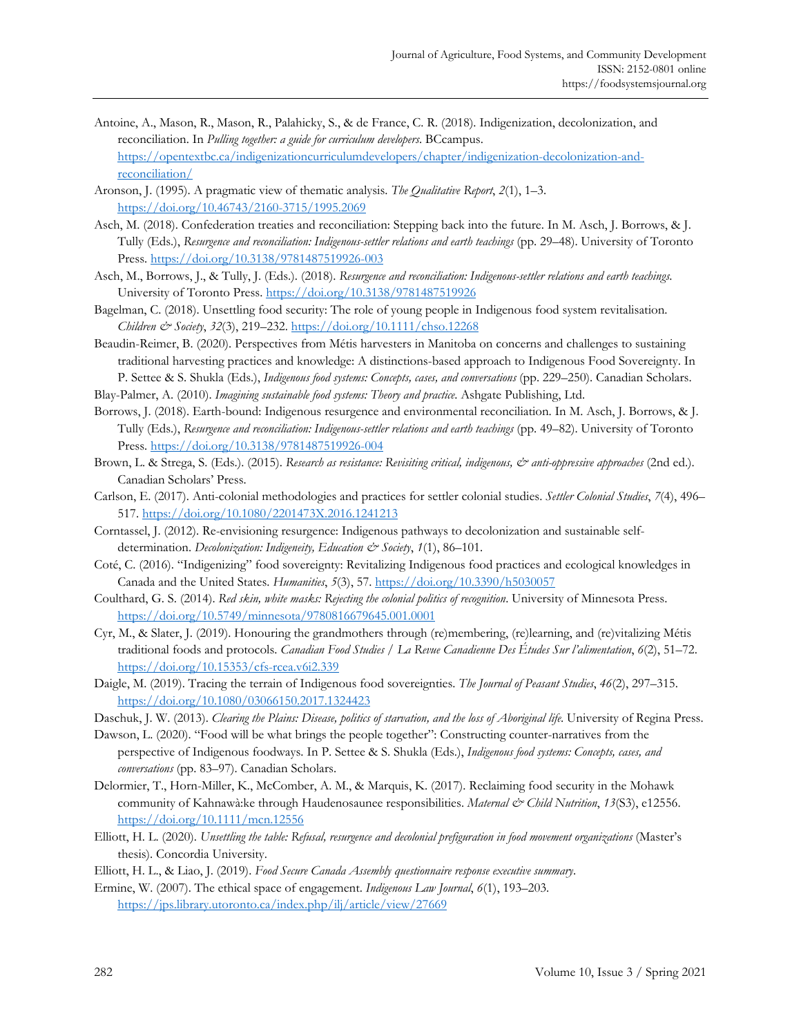Antoine, A., Mason, R., Mason, R., Palahicky, S., & de France, C. R. (2018). Indigenization, decolonization, and reconciliation. In *Pulling together: a guide for curriculum developers*. BCcampus. https://opentextbc.ca/indigenizationcurriculumdevelopers/chapter/indigenization-decolonization-and-reconciliation/

Aronson, J. (1995). A pragmatic view of thematic analysis. *The Qualitative Report*, *2*(1), 1–3. https://doi.org/10.46743/2160-3715/1995.2069

Asch, M. (2018). Confederation treaties and reconciliation: Stepping back into the future. In M. Asch, J. Borrows, & J. Tully (Eds.), *Resurgence and reconciliation: Indigenous-settler relations and earth teachings* (pp. 29–48). University of Toronto Press. https://doi.org/10.3138/9781487519926-003

Asch, M., Borrows, J., & Tully, J. (Eds.). (2018). *Resurgence and reconciliation: Indigenous-settler relations and earth teachings.* University of Toronto Press. https://doi.org/10.3138/9781487519926

Bagelman, C. (2018). Unsettling food security: The role of young people in Indigenous food system revitalisation. *Children & Society*, *32*(3), 219–232. https://doi.org/10.1111/chso.12268

Beaudin-Reimer, B. (2020). Perspectives from Métis harvesters in Manitoba on concerns and challenges to sustaining traditional harvesting practices and knowledge: A distinctions-based approach to Indigenous Food Sovereignty. In P. Settee & S. Shukla (Eds.), *Indigenous food systems: Concepts, cases, and conversations* (pp. 229–250). Canadian Scholars.

Blay-Palmer, A. (2010). *Imagining sustainable food systems: Theory and practice.* Ashgate Publishing, Ltd.

Borrows, J. (2018). Earth-bound: Indigenous resurgence and environmental reconciliation. In M. Asch, J. Borrows, & J. Tully (Eds.), *Resurgence and reconciliation: Indigenous-settler relations and earth teachings* (pp. 49–82). University of Toronto Press. https://doi.org/10.3138/9781487519926-004

Brown, L. & Strega, S. (Eds.). (2015). *Research as resistance: Revisiting critical, indigenous, & anti-oppressive approaches* (2nd ed.). Canadian Scholars' Press.

Carlson, E. (2017). Anti-colonial methodologies and practices for settler colonial studies. *Settler Colonial Studies*, *7*(4), 496–517. https://doi.org/10.1080/2201473X.2016.1241213

Corntassel, J. (2012). Re-envisioning resurgence: Indigenous pathways to decolonization and sustainable self-determination. *Decolonization: Indigeneity, Education & Society*, *1*(1), 86–101.

Coté, C. (2016). "Indigenizing" food sovereignty: Revitalizing Indigenous food practices and ecological knowledges in Canada and the United States. *Humanities*, *5*(3), 57. https://doi.org/10.3390/h5030057

Coulthard, G. S. (2014). *Red skin, white masks: Rejecting the colonial politics of recognition*. University of Minnesota Press. https://doi.org/10.5749/minnesota/9780816679645.001.0001

Cyr, M., & Slater, J. (2019). Honouring the grandmothers through (re)membering, (re)learning, and (re)vitalizing Métis traditional foods and protocols. *Canadian Food Studies / La Revue Canadienne Des Études Sur l'alimentation*, *6*(2), 51–72. https://doi.org/10.15353/cfs-rcea.v6i2.339

Daigle, M. (2019). Tracing the terrain of Indigenous food sovereignties. *The Journal of Peasant Studies*, *46*(2), 297–315. https://doi.org/10.1080/03066150.2017.1324423

Daschuk, J. W. (2013). *Clearing the Plains: Disease, politics of starvation, and the loss of Aboriginal life.* University of Regina Press.

Dawson, L. (2020). "Food will be what brings the people together": Constructing counter-narratives from the perspective of Indigenous foodways. In P. Settee & S. Shukla (Eds.), *Indigenous food systems: Concepts, cases, and conversations* (pp. 83–97). Canadian Scholars.

Delormier, T., Horn-Miller, K., McComber, A. M., & Marquis, K. (2017). Reclaiming food security in the Mohawk community of Kahnawà:ke through Haudenosaunee responsibilities. *Maternal & Child Nutrition*, *13*(S3), e12556. https://doi.org/10.1111/mcn.12556

Elliott, H. L. (2020). *Unsettling the table: Refusal, resurgence and decolonial prefiguration in food movement organizations* (Master's thesis). Concordia University.

Elliott, H. L., & Liao, J. (2019). *Food Secure Canada Assembly questionnaire response executive summary*.

Ermine, W. (2007). The ethical space of engagement. *Indigenous Law Journal*, *6*(1), 193–203. https://jps.library.utoronto.ca/index.php/ilj/article/view/27669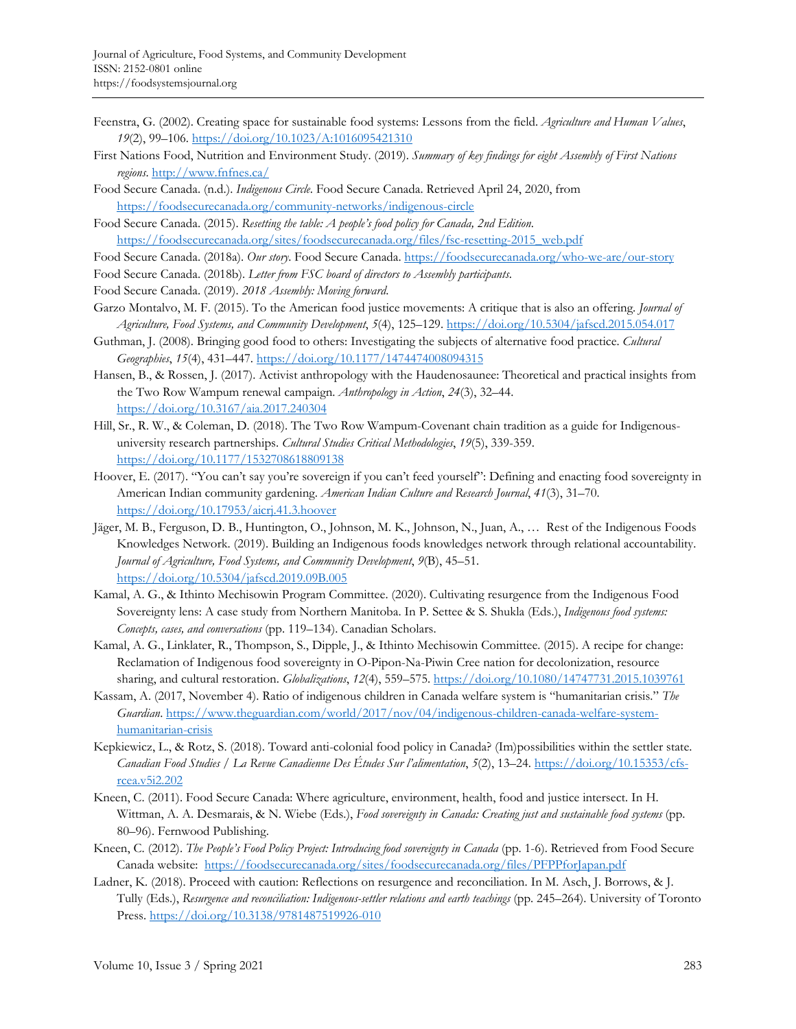Feenstra, G. (2002). Creating space for sustainable food systems: Lessons from the field. *Agriculture and Human Values*, *19*(2), 99–106. https://doi.org/10.1023/A:1016095421310

First Nations Food, Nutrition and Environment Study. (2019). *Summary of key findings for eight Assembly of First Nations regions*. http://www.fnfnes.ca/

Food Secure Canada. (n.d.). *Indigenous Circle*. Food Secure Canada. Retrieved April 24, 2020, from https://foodsecurecanada.org/community-networks/indigenous-circle

Food Secure Canada. (2015). *Resetting the table: A people's food policy for Canada, 2nd Edition*. https://foodsecurecanada.org/sites/foodsecurecanada.org/files/fsc-resetting-2015_web.pdf

Food Secure Canada. (2018a). *Our story*. Food Secure Canada. https://foodsecurecanada.org/who-we-are/our-story

Food Secure Canada. (2018b). *Letter from FSC board of directors to Assembly participants*.

Food Secure Canada. (2019). *2018 Assembly: Moving forward*.

Garzo Montalvo, M. F. (2015). To the American food justice movements: A critique that is also an offering. *Journal of Agriculture, Food Systems, and Community Development*, *5*(4), 125–129. https://doi.org/10.5304/jafscd.2015.054.017

Guthman, J. (2008). Bringing good food to others: Investigating the subjects of alternative food practice. *Cultural Geographies*, *15*(4), 431–447. https://doi.org/10.1177/1474474008094315

Hansen, B., & Rossen, J. (2017). Activist anthropology with the Haudenosaunee: Theoretical and practical insights from the Two Row Wampum renewal campaign. *Anthropology in Action*, *24*(3), 32–44. https://doi.org/10.3167/aia.2017.240304

Hill, Sr., R. W., & Coleman, D. (2018). The Two Row Wampum-Covenant chain tradition as a guide for Indigenous-university research partnerships. *Cultural Studies Critical Methodologies*, *19*(5), 339-359. https://doi.org/10.1177/1532708618809138

Hoover, E. (2017). "You can't say you're sovereign if you can't feed yourself": Defining and enacting food sovereignty in American Indian community gardening. *American Indian Culture and Research Journal*, *41*(3), 31–70. https://doi.org/10.17953/aicrj.41.3.hoover

Jäger, M. B., Ferguson, D. B., Huntington, O., Johnson, M. K., Johnson, N., Juan, A., … Rest of the Indigenous Foods Knowledges Network. (2019). Building an Indigenous foods knowledges network through relational accountability. *Journal of Agriculture, Food Systems, and Community Development*, *9*(B), 45–51. https://doi.org/10.5304/jafscd.2019.09B.005

Kamal, A. G., & Ithinto Mechisowin Program Committee. (2020). Cultivating resurgence from the Indigenous Food Sovereignty lens: A case study from Northern Manitoba. In P. Settee & S. Shukla (Eds.), *Indigenous food systems: Concepts, cases, and conversations* (pp. 119–134). Canadian Scholars.

Kamal, A. G., Linklater, R., Thompson, S., Dipple, J., & Ithinto Mechisowin Committee. (2015). A recipe for change: Reclamation of Indigenous food sovereignty in O-Pipon-Na-Piwin Cree nation for decolonization, resource sharing, and cultural restoration. *Globalizations*, *12*(4), 559–575. https://doi.org/10.1080/14747731.2015.1039761

Kassam, A. (2017, November 4). Ratio of indigenous children in Canada welfare system is "humanitarian crisis." *The Guardian*. https://www.theguardian.com/world/2017/nov/04/indigenous-children-canada-welfare-system-humanitarian-crisis

Kepkiewicz, L., & Rotz, S. (2018). Toward anti-colonial food policy in Canada? (Im)possibilities within the settler state. *Canadian Food Studies / La Revue Canadienne Des Études Sur l'alimentation*, *5*(2), 13–24. https://doi.org/10.15353/cfs-rcea.v5i2.202

Kneen, C. (2011). Food Secure Canada: Where agriculture, environment, health, food and justice intersect. In H. Wittman, A. A. Desmarais, & N. Wiebe (Eds.), *Food sovereignty in Canada: Creating just and sustainable food systems* (pp. 80–96). Fernwood Publishing.

Kneen, C. (2012). *The People's Food Policy Project: Introducing food sovereignty in Canada* (pp. 1-6). Retrieved from Food Secure Canada website: https://foodsecurecanada.org/sites/foodsecurecanada.org/files/PFPPforJapan.pdf

Ladner, K. (2018). Proceed with caution: Reflections on resurgence and reconciliation. In M. Asch, J. Borrows, & J. Tully (Eds.), *Resurgence and reconciliation: Indigenous-settler relations and earth teachings* (pp. 245–264). University of Toronto Press. https://doi.org/10.3138/9781487519926-010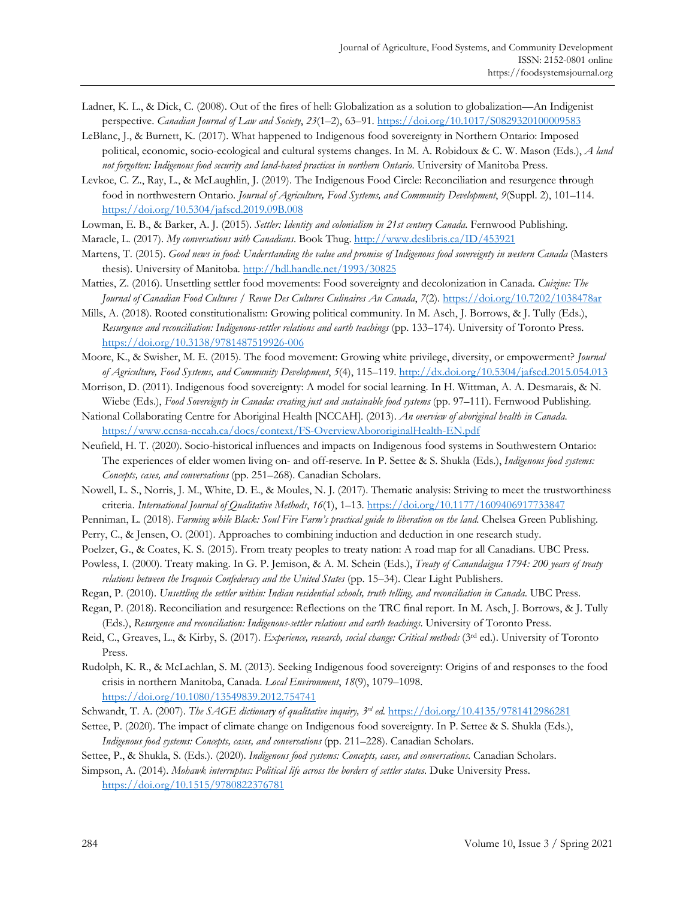Ladner, K. L., & Dick, C. (2008). Out of the fires of hell: Globalization as a solution to globalization—An Indigenist perspective. *Canadian Journal of Law and Society*, *23*(1–2), 63–91. https://doi.org/10.1017/S0829320100009583

LeBlanc, J., & Burnett, K. (2017). What happened to Indigenous food sovereignty in Northern Ontario? Imposed political, economic, socio-ecological and cultural systems changes. In M. A. Robidoux & C. W. Mason (Eds.), *A land not forgotten: Indigenous food security and land-based practices in northern Ontario.* University of Manitoba Press.

Levkoe, C. Z., Ray, L., & McLaughlin, J. (2019). The Indigenous Food Circle: Reconciliation and resurgence through food in northwestern Ontario. *Journal of Agriculture, Food Systems, and Community Development*, *9*(Suppl. 2), 101–114. https://doi.org/10.5304/jafscd.2019.09B.008

Lowman, E. B., & Barker, A. J. (2015). *Settler: Identity and colonialism in 21st century Canada.* Fernwood Publishing.

Maracle, L. (2017). *My conversations with Canadians.* Book Thug. http://www.deslibris.ca/ID/453921

Martens, T. (2015). *Good news in food: Understanding the value and promise of Indigenous food sovereignty in western Canada* (Masters thesis). University of Manitoba. http://hdl.handle.net/1993/30825

Matties, Z. (2016). Unsettling settler food movements: Food sovereignty and decolonization in Canada. *Cuizine: The Journal of Canadian Food Cultures / Revue Des Cultures Culinaires Au Canada*, *7*(2). https://doi.org/10.7202/1038478ar

Mills, A. (2018). Rooted constitutionalism: Growing political community. In M. Asch, J. Borrows, & J. Tully (Eds.), *Resurgence and reconciliation: Indigenous-settler relations and earth teachings* (pp. 133–174). University of Toronto Press. https://doi.org/10.3138/9781487519926-006

Moore, K., & Swisher, M. E. (2015). The food movement: Growing white privilege, diversity, or empowerment? *Journal of Agriculture, Food Systems, and Community Development*, *5*(4), 115–119. http://dx.doi.org/10.5304/jafscd.2015.054.013

Morrison, D. (2011). Indigenous food sovereignty: A model for social learning. In H. Wittman, A. A. Desmarais, & N. Wiebe (Eds.), *Food Sovereignty in Canada: creating just and sustainable food systems* (pp. 97–111). Fernwood Publishing.

National Collaborating Centre for Aboriginal Health [NCCAH]. (2013). *An overview of aboriginal health in Canada.* https://www.ccnsa-nccah.ca/docs/context/FS-OverviewAbororiginalHealth-EN.pdf

Neufield, H. T. (2020). Socio-historical influences and impacts on Indigenous food systems in Southwestern Ontario: The experiences of elder women living on- and off-reserve. In P. Settee & S. Shukla (Eds.), *Indigenous food systems: Concepts, cases, and conversations* (pp. 251–268). Canadian Scholars.

Nowell, L. S., Norris, J. M., White, D. E., & Moules, N. J. (2017). Thematic analysis: Striving to meet the trustworthiness criteria. *International Journal of Qualitative Methods*, *16*(1), 1–13. https://doi.org/10.1177/1609406917733847

Penniman, L. (2018). *Farming while Black: Soul Fire Farm's practical guide to liberation on the land.* Chelsea Green Publishing.

Perry, C., & Jensen, O. (2001). Approaches to combining induction and deduction in one research study.

Poelzer, G., & Coates, K. S. (2015). From treaty peoples to treaty nation: A road map for all Canadians. UBC Press.

Powless, I. (2000). Treaty making. In G. P. Jemison, & A. M. Schein (Eds.), *Treaty of Canandaigua 1794: 200 years of treaty relations between the Iroquois Confederacy and the United States* (pp. 15–34). Clear Light Publishers.

Regan, P. (2010). *Unsettling the settler within: Indian residential schools, truth telling, and reconciliation in Canada.* UBC Press.

Regan, P. (2018). Reconciliation and resurgence: Reflections on the TRC final report. In M. Asch, J. Borrows, & J. Tully (Eds.), *Resurgence and reconciliation: Indigenous-settler relations and earth teachings.* University of Toronto Press.

Reid, C., Greaves, L., & Kirby, S. (2017). *Experience, research, social change: Critical methods* (3rd ed.). University of Toronto Press.

Rudolph, K. R., & McLachlan, S. M. (2013). Seeking Indigenous food sovereignty: Origins of and responses to the food crisis in northern Manitoba, Canada. *Local Environment*, *18*(9), 1079–1098. https://doi.org/10.1080/13549839.2012.754741

Schwandt, T. A. (2007). *The SAGE dictionary of qualitative inquiry, 3rd ed.* https://doi.org/10.4135/9781412986281

Settee, P. (2020). The impact of climate change on Indigenous food sovereignty. In P. Settee & S. Shukla (Eds.), *Indigenous food systems: Concepts, cases, and conversations* (pp. 211–228). Canadian Scholars.

Settee, P., & Shukla, S. (Eds.). (2020). *Indigenous food systems: Concepts, cases, and conversations.* Canadian Scholars.

Simpson, A. (2014). *Mohawk interruptus: Political life across the borders of settler states.* Duke University Press. https://doi.org/10.1515/9780822376781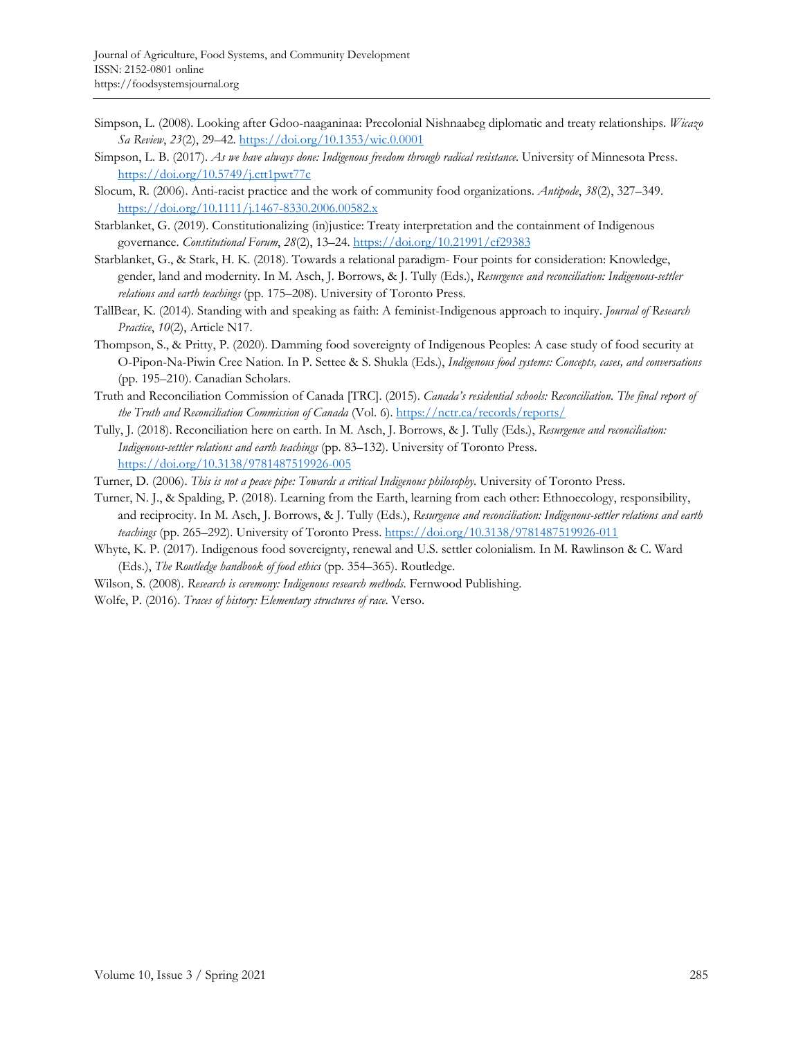Simpson, L. (2008). Looking after Gdoo-naaganinaa: Precolonial Nishnaabeg diplomatic and treaty relationships. *Wicazo Sa Review*, *23*(2), 29–42. https://doi.org/10.1353/wic.0.0001

Simpson, L. B. (2017). *As we have always done: Indigenous freedom through radical resistance*. University of Minnesota Press. https://doi.org/10.5749/j.ctt1pwt77c

Slocum, R. (2006). Anti-racist practice and the work of community food organizations. *Antipode*, *38*(2), 327–349. https://doi.org/10.1111/j.1467-8330.2006.00582.x

Starblanket, G. (2019). Constitutionalizing (in)justice: Treaty interpretation and the containment of Indigenous governance. *Constitutional Forum*, *28*(2), 13–24. https://doi.org/10.21991/cf29383

Starblanket, G., & Stark, H. K. (2018). Towards a relational paradigm- Four points for consideration: Knowledge, gender, land and modernity. In M. Asch, J. Borrows, & J. Tully (Eds.), *Resurgence and reconciliation: Indigenous-settler relations and earth teachings* (pp. 175–208). University of Toronto Press.

TallBear, K. (2014). Standing with and speaking as faith: A feminist-Indigenous approach to inquiry. *Journal of Research Practice*, *10*(2), Article N17.

Thompson, S., & Pritty, P. (2020). Damming food sovereignty of Indigenous Peoples: A case study of food security at O-Pipon-Na-Piwin Cree Nation. In P. Settee & S. Shukla (Eds.), *Indigenous food systems: Concepts, cases, and conversations* (pp. 195–210). Canadian Scholars.

Truth and Reconciliation Commission of Canada [TRC]. (2015). *Canada's residential schools: Reconciliation. The final report of the Truth and Reconciliation Commission of Canada* (Vol. 6). https://nctr.ca/records/reports/

Tully, J. (2018). Reconciliation here on earth. In M. Asch, J. Borrows, & J. Tully (Eds.), *Resurgence and reconciliation: Indigenous-settler relations and earth teachings* (pp. 83–132). University of Toronto Press. https://doi.org/10.3138/9781487519926-005

Turner, D. (2006). *This is not a peace pipe: Towards a critical Indigenous philosophy*. University of Toronto Press.

Turner, N. J., & Spalding, P. (2018). Learning from the Earth, learning from each other: Ethnoecology, responsibility, and reciprocity. In M. Asch, J. Borrows, & J. Tully (Eds.), *Resurgence and reconciliation: Indigenous-settler relations and earth teachings* (pp. 265–292). University of Toronto Press. https://doi.org/10.3138/9781487519926-011

Whyte, K. P. (2017). Indigenous food sovereignty, renewal and U.S. settler colonialism. In M. Rawlinson & C. Ward (Eds.), *The Routledge handbook of food ethics* (pp. 354–365). Routledge.

Wilson, S. (2008). *Research is ceremony: Indigenous research methods*. Fernwood Publishing.

Wolfe, P. (2016). *Traces of history: Elementary structures of race*. Verso.